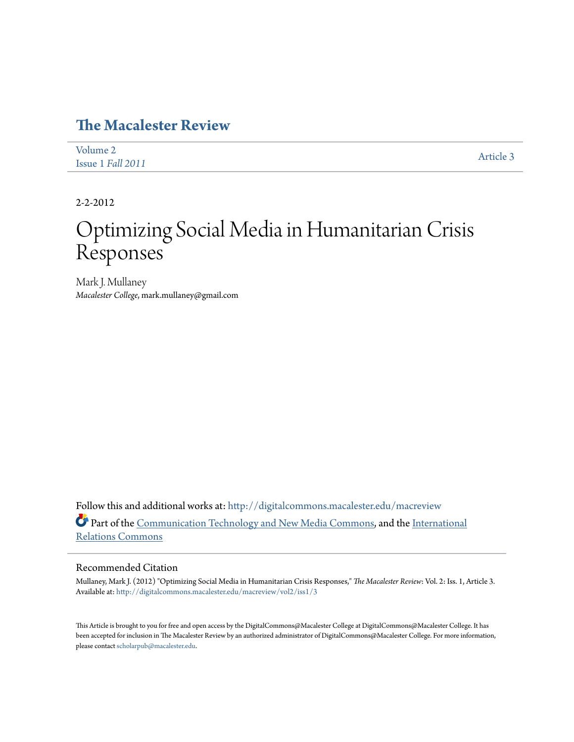# The Macalester Review

Volume 2
Issue 1 *Fall 2011*

Article 3

2-2-2012

# Optimizing Social Media in Humanitarian Crisis Responses

Mark J. Mullaney
*Macalester College*, mark.mullaney@gmail.com

Follow this and additional works at: http://digitalcommons.macalester.edu/macreview

Part of the Communication Technology and New Media Commons, and the International Relations Commons

## Recommended Citation

Mullaney, Mark J. (2012) "Optimizing Social Media in Humanitarian Crisis Responses," *The Macalester Review*: Vol. 2: Iss. 1, Article 3.
Available at: http://digitalcommons.macalester.edu/macreview/vol2/iss1/3

This Article is brought to you for free and open access by the DigitalCommons@Macalester College at DigitalCommons@Macalester College. It has been accepted for inclusion in The Macalester Review by an authorized administrator of DigitalCommons@Macalester College. For more information, please contact scholarpub@macalester.edu.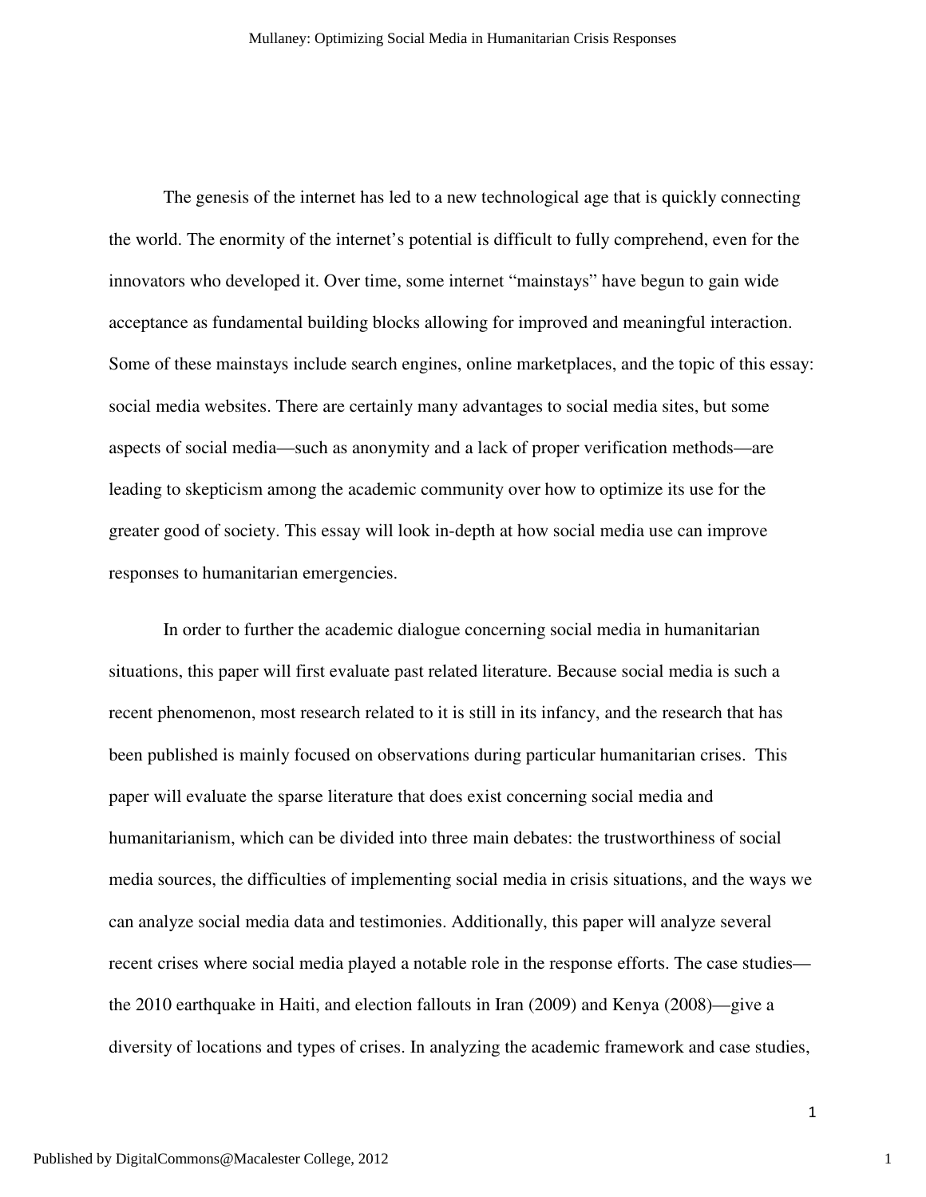The genesis of the internet has led to a new technological age that is quickly connecting the world. The enormity of the internet's potential is difficult to fully comprehend, even for the innovators who developed it. Over time, some internet "mainstays" have begun to gain wide acceptance as fundamental building blocks allowing for improved and meaningful interaction. Some of these mainstays include search engines, online marketplaces, and the topic of this essay: social media websites. There are certainly many advantages to social media sites, but some aspects of social media—such as anonymity and a lack of proper verification methods—are leading to skepticism among the academic community over how to optimize its use for the greater good of society. This essay will look in-depth at how social media use can improve responses to humanitarian emergencies.

In order to further the academic dialogue concerning social media in humanitarian situations, this paper will first evaluate past related literature. Because social media is such a recent phenomenon, most research related to it is still in its infancy, and the research that has been published is mainly focused on observations during particular humanitarian crises. This paper will evaluate the sparse literature that does exist concerning social media and humanitarianism, which can be divided into three main debates: the trustworthiness of social media sources, the difficulties of implementing social media in crisis situations, and the ways we can analyze social media data and testimonies. Additionally, this paper will analyze several recent crises where social media played a notable role in the response efforts. The case studies—the 2010 earthquake in Haiti, and election fallouts in Iran (2009) and Kenya (2008)—give a diversity of locations and types of crises. In analyzing the academic framework and case studies,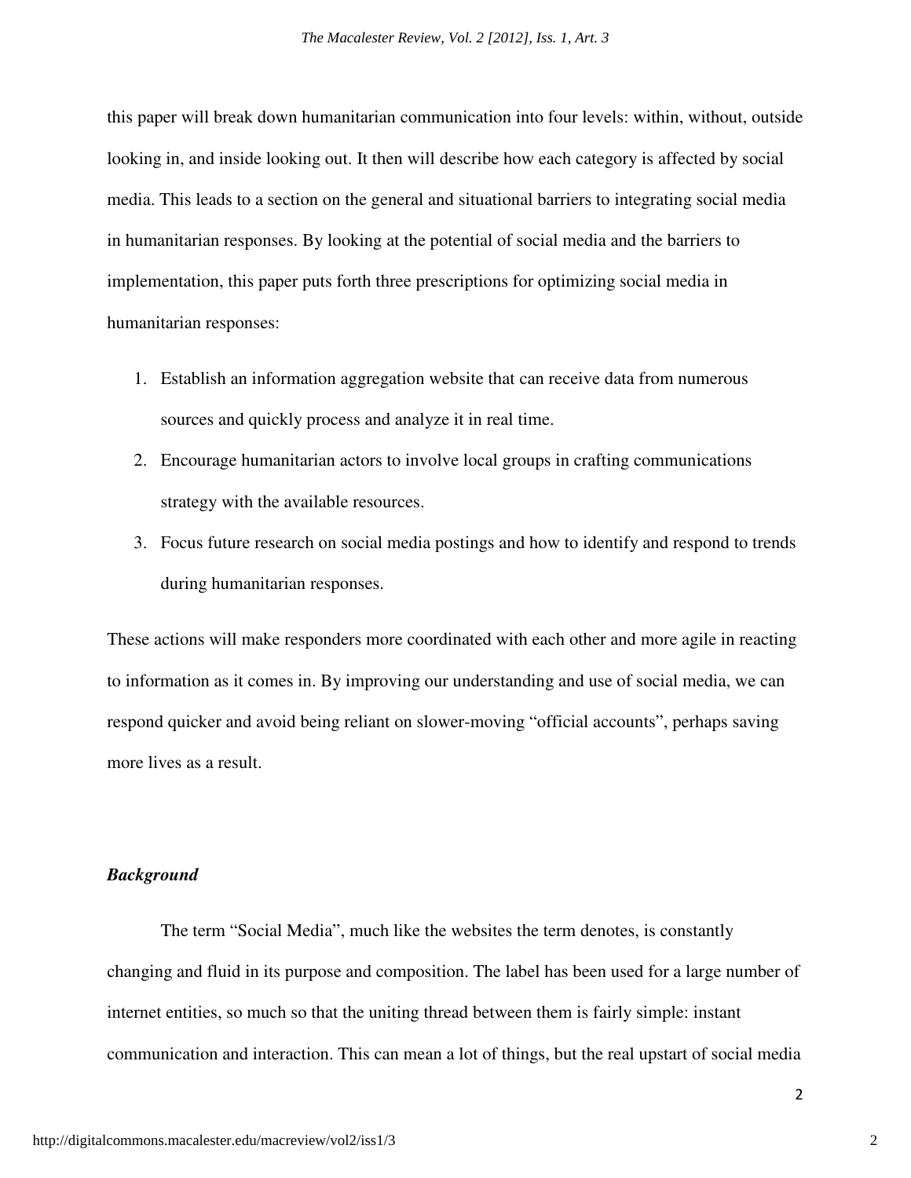this paper will break down humanitarian communication into four levels: within, without, outside looking in, and inside looking out. It then will describe how each category is affected by social media. This leads to a section on the general and situational barriers to integrating social media in humanitarian responses. By looking at the potential of social media and the barriers to implementation, this paper puts forth three prescriptions for optimizing social media in humanitarian responses:

1. Establish an information aggregation website that can receive data from numerous sources and quickly process and analyze it in real time.
2. Encourage humanitarian actors to involve local groups in crafting communications strategy with the available resources.
3. Focus future research on social media postings and how to identify and respond to trends during humanitarian responses.

These actions will make responders more coordinated with each other and more agile in reacting to information as it comes in. By improving our understanding and use of social media, we can respond quicker and avoid being reliant on slower-moving "official accounts", perhaps saving more lives as a result.

### *Background*

The term "Social Media", much like the websites the term denotes, is constantly changing and fluid in its purpose and composition. The label has been used for a large number of internet entities, so much so that the uniting thread between them is fairly simple: instant communication and interaction. This can mean a lot of things, but the real upstart of social media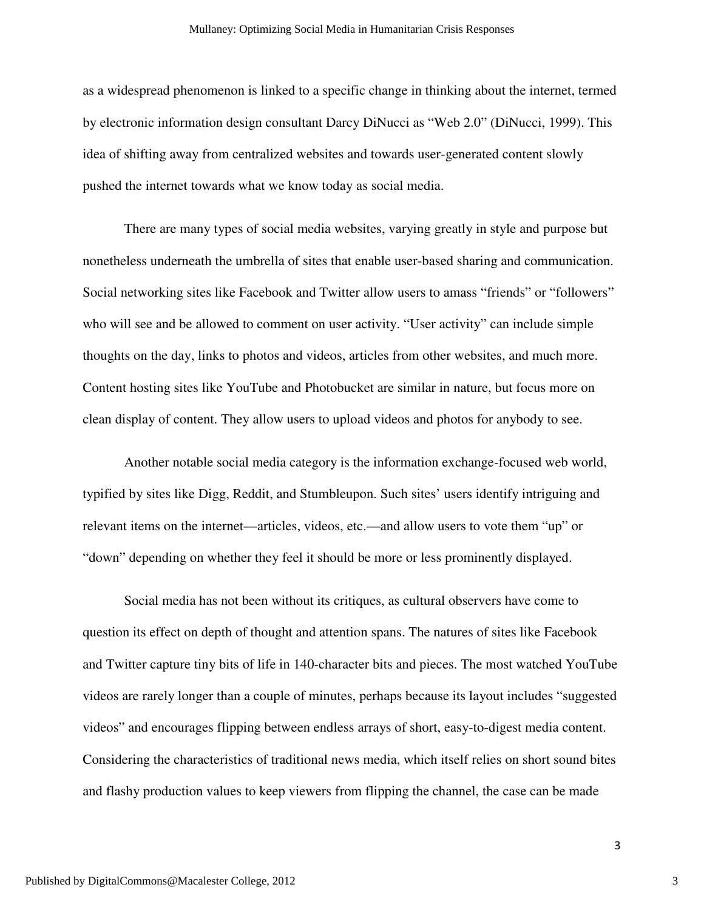as a widespread phenomenon is linked to a specific change in thinking about the internet, termed by electronic information design consultant Darcy DiNucci as "Web 2.0" (DiNucci, 1999). This idea of shifting away from centralized websites and towards user-generated content slowly pushed the internet towards what we know today as social media.

There are many types of social media websites, varying greatly in style and purpose but nonetheless underneath the umbrella of sites that enable user-based sharing and communication. Social networking sites like Facebook and Twitter allow users to amass "friends" or "followers" who will see and be allowed to comment on user activity. "User activity" can include simple thoughts on the day, links to photos and videos, articles from other websites, and much more. Content hosting sites like YouTube and Photobucket are similar in nature, but focus more on clean display of content. They allow users to upload videos and photos for anybody to see.

Another notable social media category is the information exchange-focused web world, typified by sites like Digg, Reddit, and Stumbleupon. Such sites' users identify intriguing and relevant items on the internet—articles, videos, etc.—and allow users to vote them "up" or "down" depending on whether they feel it should be more or less prominently displayed.

Social media has not been without its critiques, as cultural observers have come to question its effect on depth of thought and attention spans. The natures of sites like Facebook and Twitter capture tiny bits of life in 140-character bits and pieces. The most watched YouTube videos are rarely longer than a couple of minutes, perhaps because its layout includes "suggested videos" and encourages flipping between endless arrays of short, easy-to-digest media content. Considering the characteristics of traditional news media, which itself relies on short sound bites and flashy production values to keep viewers from flipping the channel, the case can be made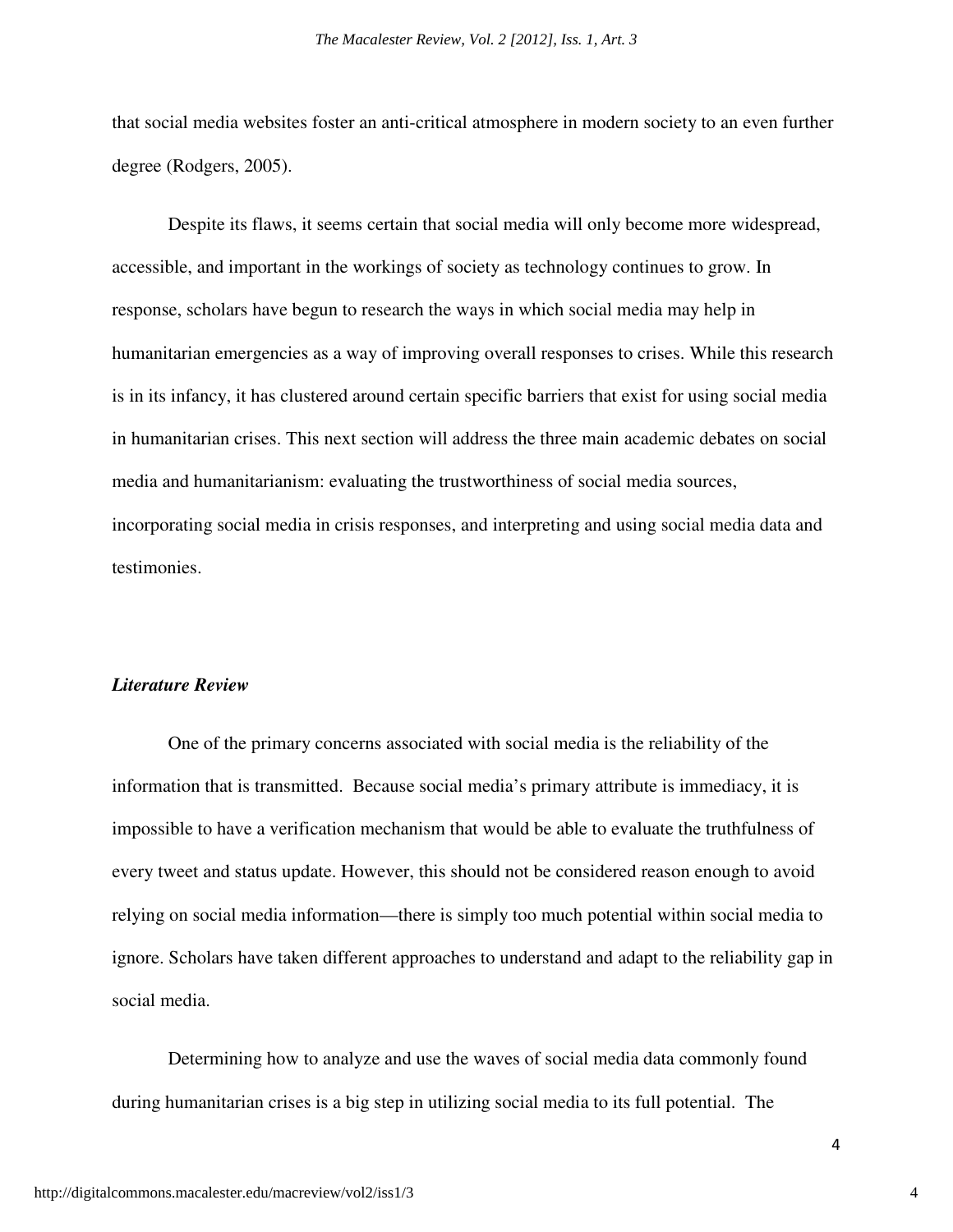that social media websites foster an anti-critical atmosphere in modern society to an even further degree (Rodgers, 2005).

Despite its flaws, it seems certain that social media will only become more widespread, accessible, and important in the workings of society as technology continues to grow. In response, scholars have begun to research the ways in which social media may help in humanitarian emergencies as a way of improving overall responses to crises. While this research is in its infancy, it has clustered around certain specific barriers that exist for using social media in humanitarian crises. This next section will address the three main academic debates on social media and humanitarianism: evaluating the trustworthiness of social media sources, incorporating social media in crisis responses, and interpreting and using social media data and testimonies.

### *Literature Review*

One of the primary concerns associated with social media is the reliability of the information that is transmitted. Because social media's primary attribute is immediacy, it is impossible to have a verification mechanism that would be able to evaluate the truthfulness of every tweet and status update. However, this should not be considered reason enough to avoid relying on social media information—there is simply too much potential within social media to ignore. Scholars have taken different approaches to understand and adapt to the reliability gap in social media.

Determining how to analyze and use the waves of social media data commonly found during humanitarian crises is a big step in utilizing social media to its full potential. The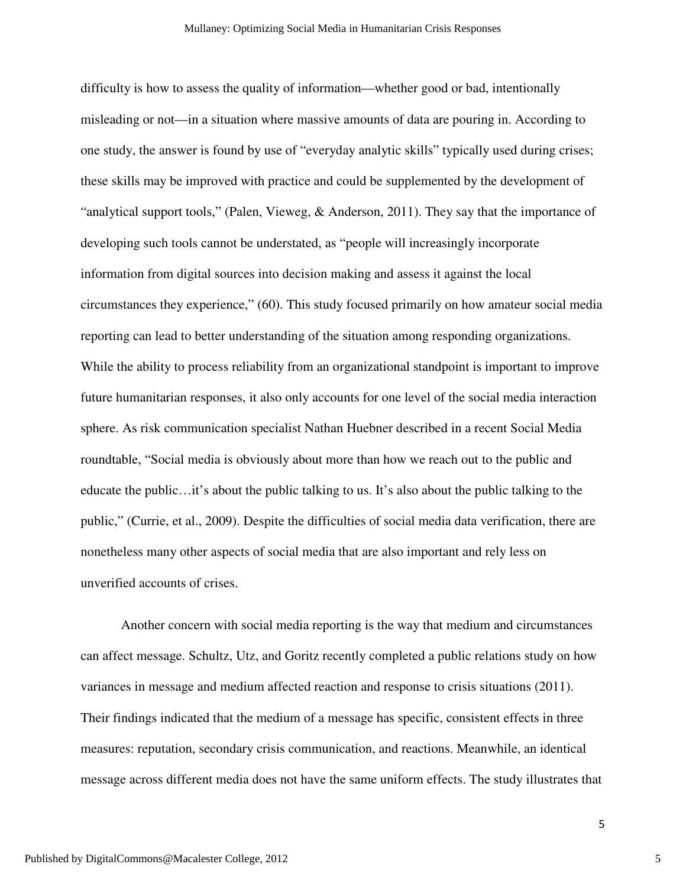difficulty is how to assess the quality of information—whether good or bad, intentionally misleading or not—in a situation where massive amounts of data are pouring in. According to one study, the answer is found by use of "everyday analytic skills" typically used during crises; these skills may be improved with practice and could be supplemented by the development of "analytical support tools," (Palen, Vieweg, & Anderson, 2011). They say that the importance of developing such tools cannot be understated, as "people will increasingly incorporate information from digital sources into decision making and assess it against the local circumstances they experience," (60). This study focused primarily on how amateur social media reporting can lead to better understanding of the situation among responding organizations. While the ability to process reliability from an organizational standpoint is important to improve future humanitarian responses, it also only accounts for one level of the social media interaction sphere. As risk communication specialist Nathan Huebner described in a recent Social Media roundtable, "Social media is obviously about more than how we reach out to the public and educate the public…it's about the public talking to us. It's also about the public talking to the public," (Currie, et al., 2009). Despite the difficulties of social media data verification, there are nonetheless many other aspects of social media that are also important and rely less on unverified accounts of crises.

Another concern with social media reporting is the way that medium and circumstances can affect message. Schultz, Utz, and Goritz recently completed a public relations study on how variances in message and medium affected reaction and response to crisis situations (2011). Their findings indicated that the medium of a message has specific, consistent effects in three measures: reputation, secondary crisis communication, and reactions. Meanwhile, an identical message across different media does not have the same uniform effects. The study illustrates that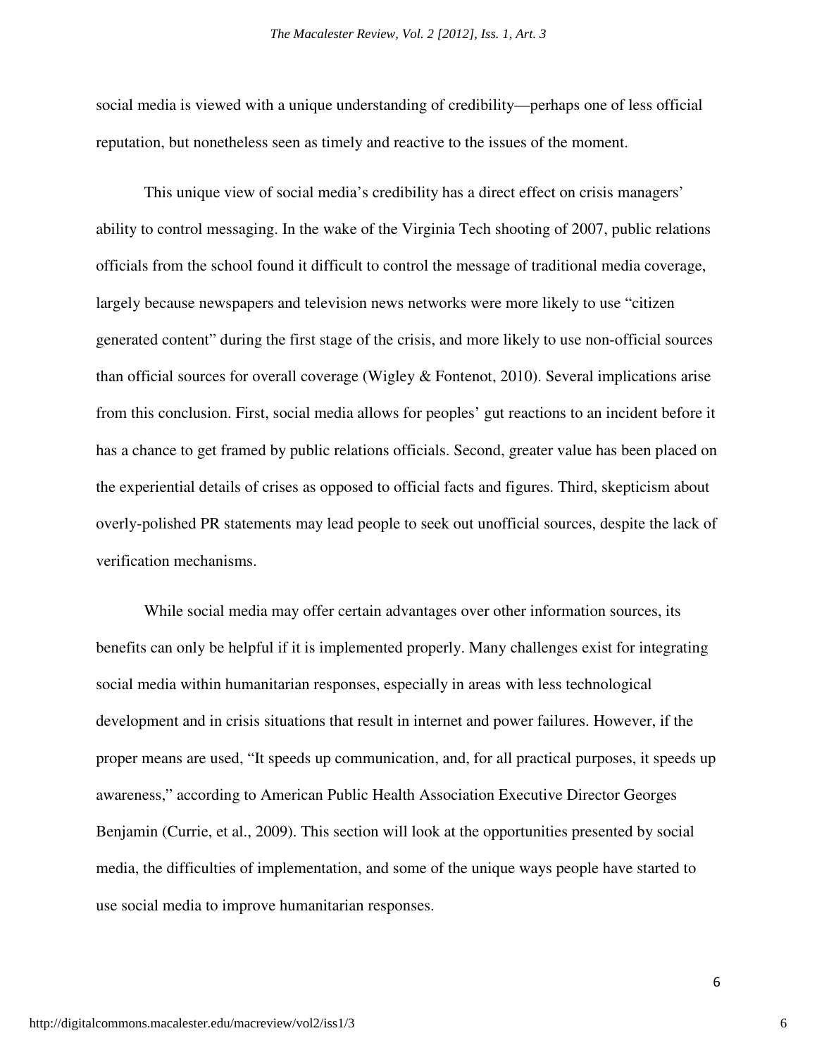social media is viewed with a unique understanding of credibility—perhaps one of less official reputation, but nonetheless seen as timely and reactive to the issues of the moment.

This unique view of social media's credibility has a direct effect on crisis managers' ability to control messaging. In the wake of the Virginia Tech shooting of 2007, public relations officials from the school found it difficult to control the message of traditional media coverage, largely because newspapers and television news networks were more likely to use "citizen generated content" during the first stage of the crisis, and more likely to use non-official sources than official sources for overall coverage (Wigley & Fontenot, 2010). Several implications arise from this conclusion. First, social media allows for peoples' gut reactions to an incident before it has a chance to get framed by public relations officials. Second, greater value has been placed on the experiential details of crises as opposed to official facts and figures. Third, skepticism about overly-polished PR statements may lead people to seek out unofficial sources, despite the lack of verification mechanisms.

While social media may offer certain advantages over other information sources, its benefits can only be helpful if it is implemented properly. Many challenges exist for integrating social media within humanitarian responses, especially in areas with less technological development and in crisis situations that result in internet and power failures. However, if the proper means are used, "It speeds up communication, and, for all practical purposes, it speeds up awareness," according to American Public Health Association Executive Director Georges Benjamin (Currie, et al., 2009). This section will look at the opportunities presented by social media, the difficulties of implementation, and some of the unique ways people have started to use social media to improve humanitarian responses.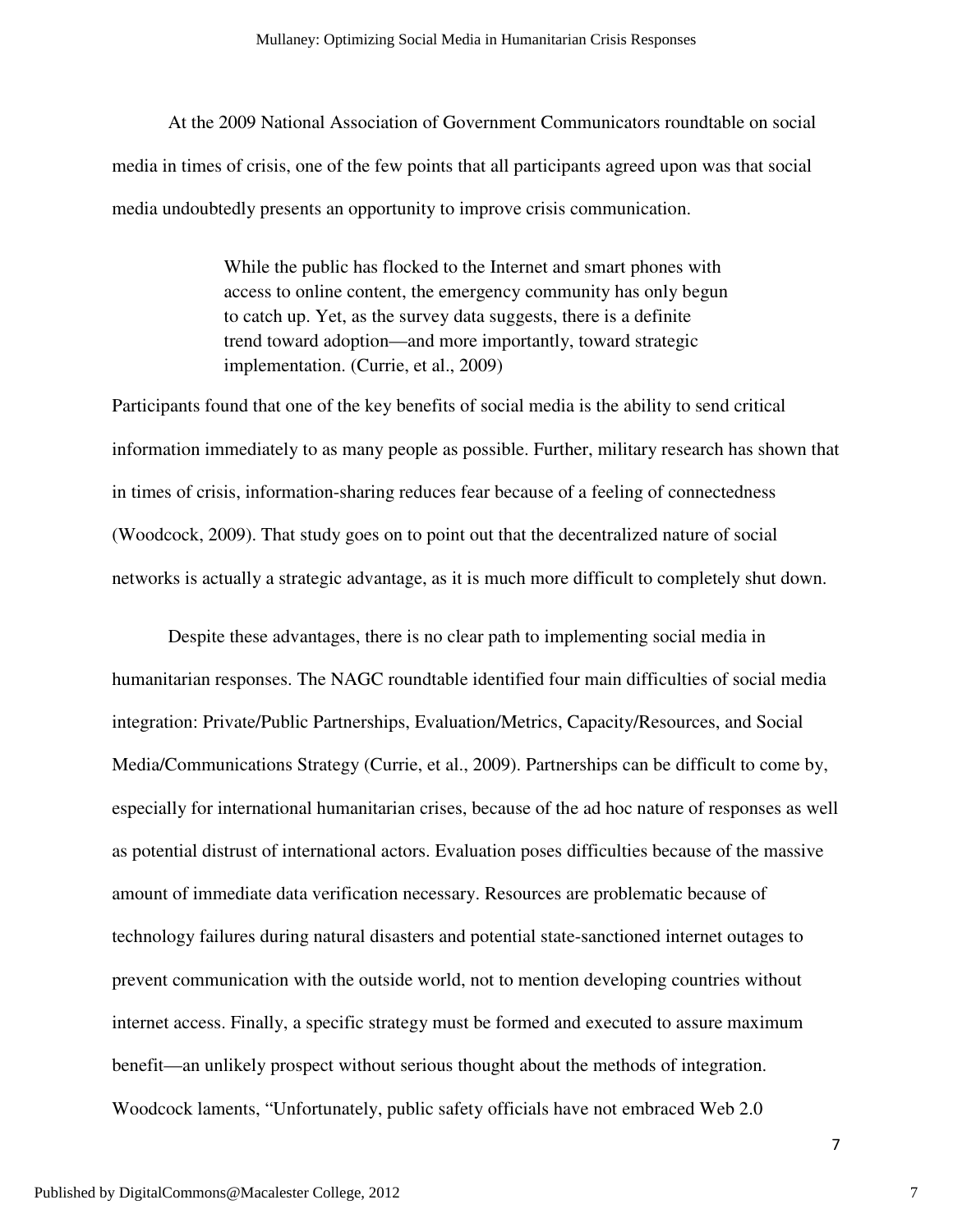At the 2009 National Association of Government Communicators roundtable on social media in times of crisis, one of the few points that all participants agreed upon was that social media undoubtedly presents an opportunity to improve crisis communication.

> While the public has flocked to the Internet and smart phones with access to online content, the emergency community has only begun to catch up. Yet, as the survey data suggests, there is a definite trend toward adoption—and more importantly, toward strategic implementation. (Currie, et al., 2009)

Participants found that one of the key benefits of social media is the ability to send critical information immediately to as many people as possible. Further, military research has shown that in times of crisis, information-sharing reduces fear because of a feeling of connectedness (Woodcock, 2009). That study goes on to point out that the decentralized nature of social networks is actually a strategic advantage, as it is much more difficult to completely shut down.

Despite these advantages, there is no clear path to implementing social media in humanitarian responses. The NAGC roundtable identified four main difficulties of social media integration: Private/Public Partnerships, Evaluation/Metrics, Capacity/Resources, and Social Media/Communications Strategy (Currie, et al., 2009). Partnerships can be difficult to come by, especially for international humanitarian crises, because of the ad hoc nature of responses as well as potential distrust of international actors. Evaluation poses difficulties because of the massive amount of immediate data verification necessary. Resources are problematic because of technology failures during natural disasters and potential state-sanctioned internet outages to prevent communication with the outside world, not to mention developing countries without internet access. Finally, a specific strategy must be formed and executed to assure maximum benefit—an unlikely prospect without serious thought about the methods of integration. Woodcock laments, "Unfortunately, public safety officials have not embraced Web 2.0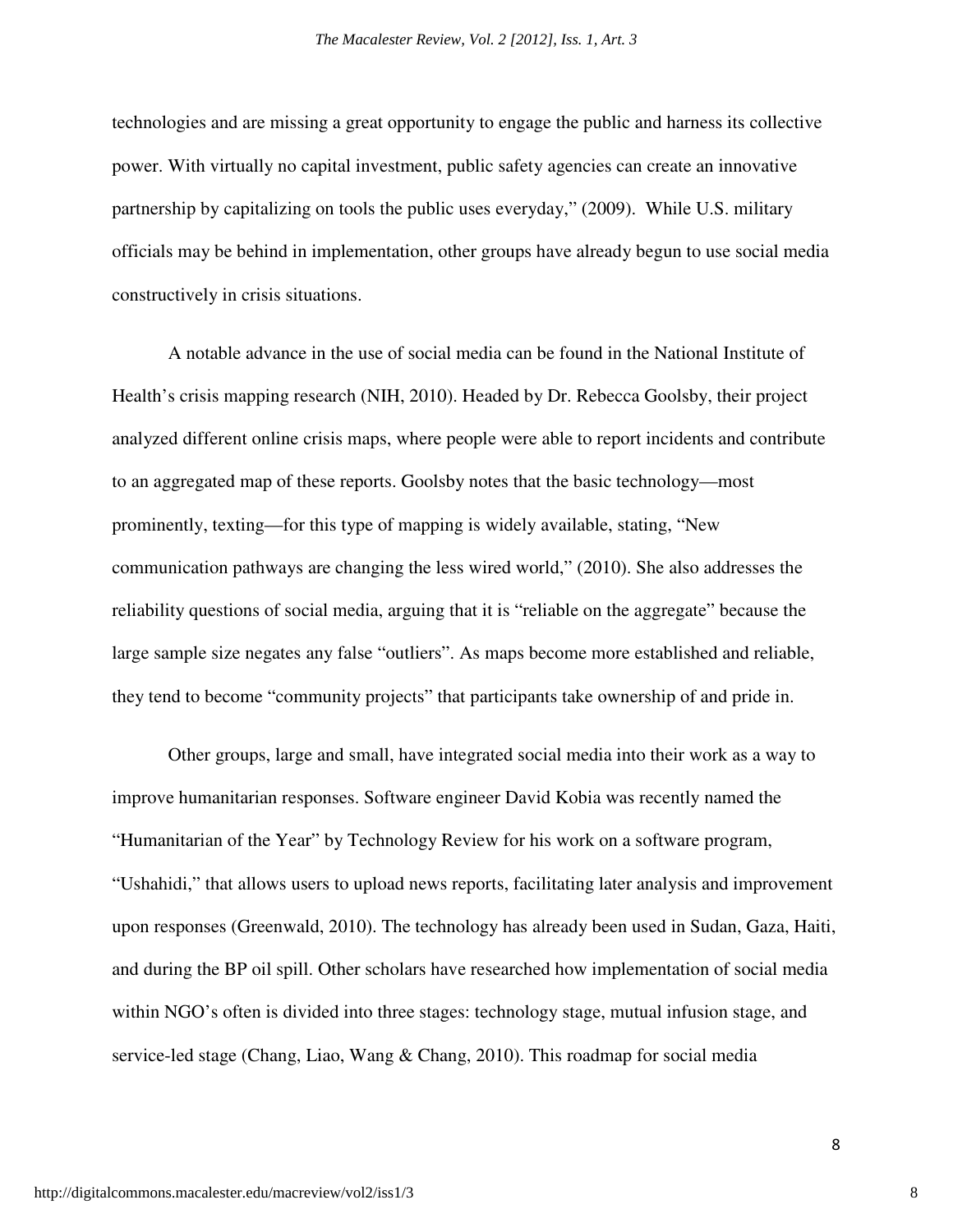technologies and are missing a great opportunity to engage the public and harness its collective power. With virtually no capital investment, public safety agencies can create an innovative partnership by capitalizing on tools the public uses everyday," (2009). While U.S. military officials may be behind in implementation, other groups have already begun to use social media constructively in crisis situations.

A notable advance in the use of social media can be found in the National Institute of Health's crisis mapping research (NIH, 2010). Headed by Dr. Rebecca Goolsby, their project analyzed different online crisis maps, where people were able to report incidents and contribute to an aggregated map of these reports. Goolsby notes that the basic technology—most prominently, texting—for this type of mapping is widely available, stating, "New communication pathways are changing the less wired world," (2010). She also addresses the reliability questions of social media, arguing that it is "reliable on the aggregate" because the large sample size negates any false "outliers". As maps become more established and reliable, they tend to become "community projects" that participants take ownership of and pride in.

Other groups, large and small, have integrated social media into their work as a way to improve humanitarian responses. Software engineer David Kobia was recently named the "Humanitarian of the Year" by Technology Review for his work on a software program, "Ushahidi," that allows users to upload news reports, facilitating later analysis and improvement upon responses (Greenwald, 2010). The technology has already been used in Sudan, Gaza, Haiti, and during the BP oil spill. Other scholars have researched how implementation of social media within NGO's often is divided into three stages: technology stage, mutual infusion stage, and service-led stage (Chang, Liao, Wang & Chang, 2010). This roadmap for social media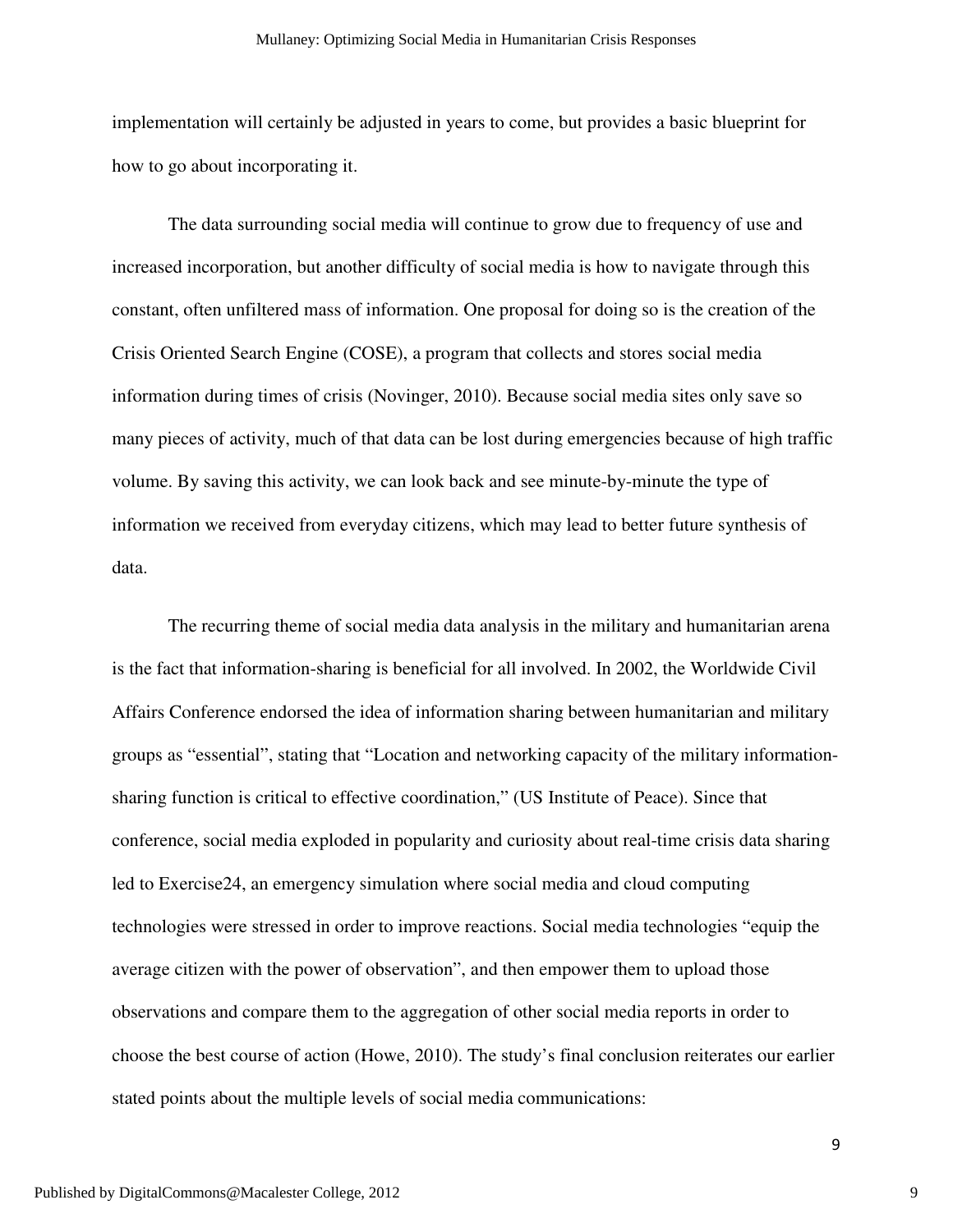implementation will certainly be adjusted in years to come, but provides a basic blueprint for how to go about incorporating it.

The data surrounding social media will continue to grow due to frequency of use and increased incorporation, but another difficulty of social media is how to navigate through this constant, often unfiltered mass of information. One proposal for doing so is the creation of the Crisis Oriented Search Engine (COSE), a program that collects and stores social media information during times of crisis (Novinger, 2010). Because social media sites only save so many pieces of activity, much of that data can be lost during emergencies because of high traffic volume. By saving this activity, we can look back and see minute-by-minute the type of information we received from everyday citizens, which may lead to better future synthesis of data.

The recurring theme of social media data analysis in the military and humanitarian arena is the fact that information-sharing is beneficial for all involved. In 2002, the Worldwide Civil Affairs Conference endorsed the idea of information sharing between humanitarian and military groups as "essential", stating that "Location and networking capacity of the military information-sharing function is critical to effective coordination," (US Institute of Peace). Since that conference, social media exploded in popularity and curiosity about real-time crisis data sharing led to Exercise24, an emergency simulation where social media and cloud computing technologies were stressed in order to improve reactions. Social media technologies "equip the average citizen with the power of observation", and then empower them to upload those observations and compare them to the aggregation of other social media reports in order to choose the best course of action (Howe, 2010). The study's final conclusion reiterates our earlier stated points about the multiple levels of social media communications: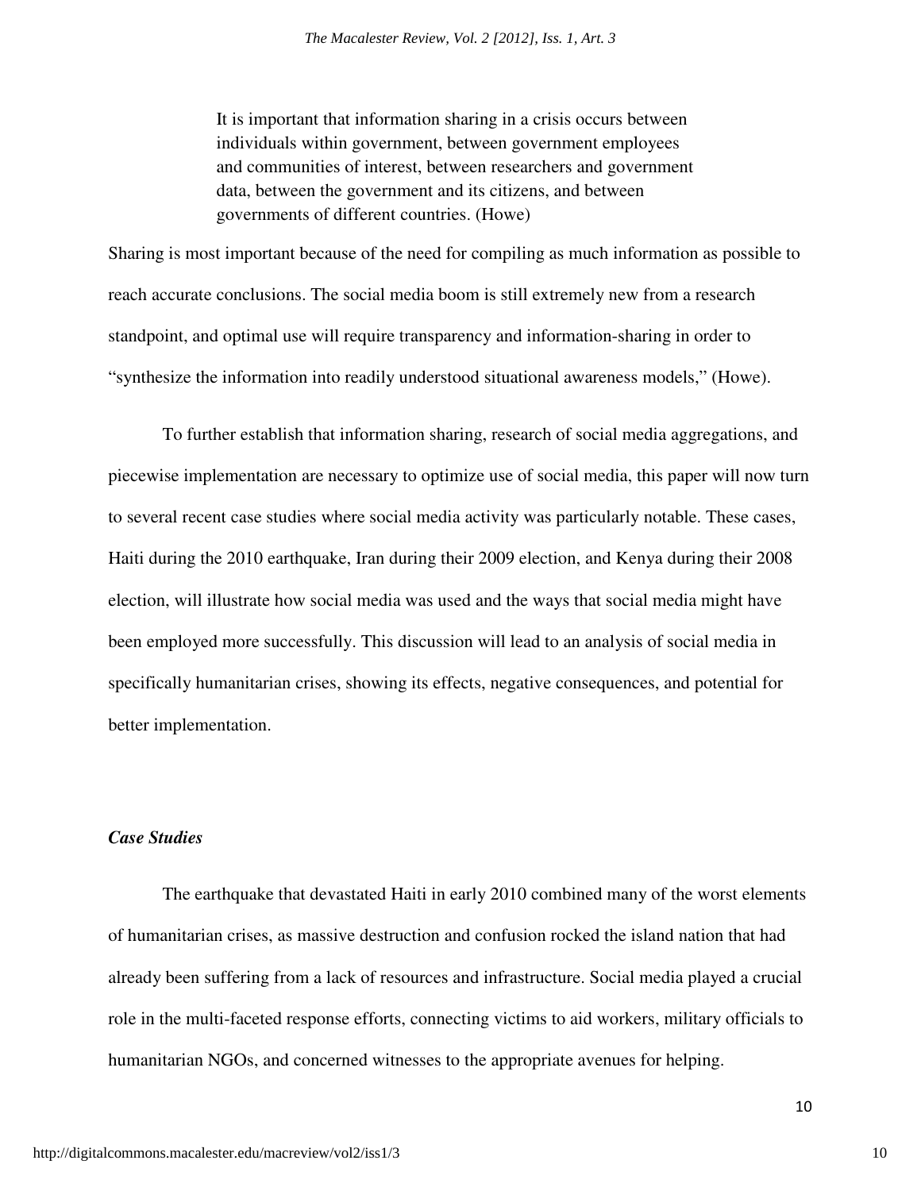> It is important that information sharing in a crisis occurs between individuals within government, between government employees and communities of interest, between researchers and government data, between the government and its citizens, and between governments of different countries. (Howe)

Sharing is most important because of the need for compiling as much information as possible to reach accurate conclusions. The social media boom is still extremely new from a research standpoint, and optimal use will require transparency and information-sharing in order to "synthesize the information into readily understood situational awareness models," (Howe).

To further establish that information sharing, research of social media aggregations, and piecewise implementation are necessary to optimize use of social media, this paper will now turn to several recent case studies where social media activity was particularly notable. These cases, Haiti during the 2010 earthquake, Iran during their 2009 election, and Kenya during their 2008 election, will illustrate how social media was used and the ways that social media might have been employed more successfully. This discussion will lead to an analysis of social media in specifically humanitarian crises, showing its effects, negative consequences, and potential for better implementation.

### *Case Studies*

The earthquake that devastated Haiti in early 2010 combined many of the worst elements of humanitarian crises, as massive destruction and confusion rocked the island nation that had already been suffering from a lack of resources and infrastructure. Social media played a crucial role in the multi-faceted response efforts, connecting victims to aid workers, military officials to humanitarian NGOs, and concerned witnesses to the appropriate avenues for helping.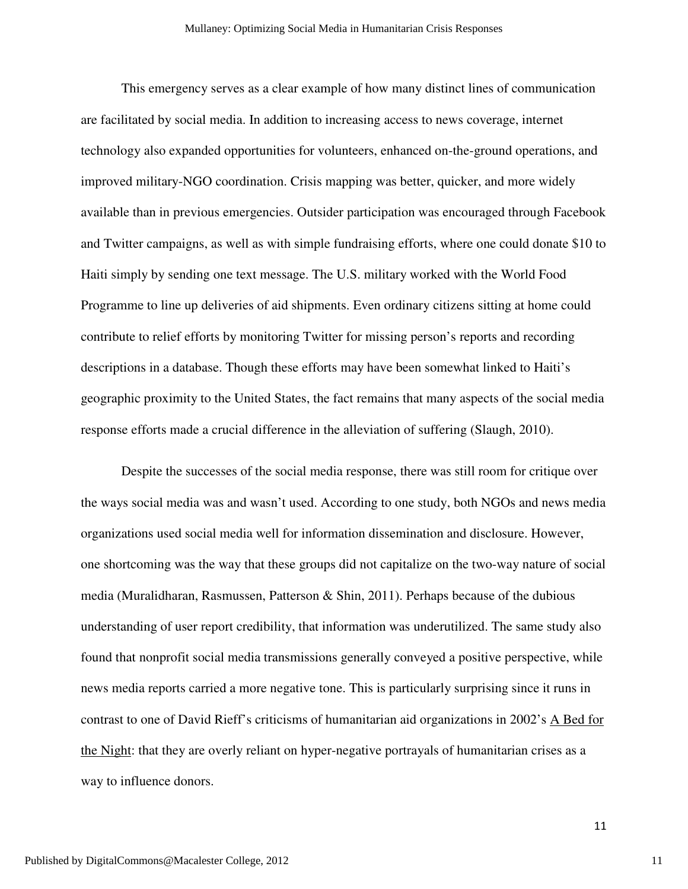This emergency serves as a clear example of how many distinct lines of communication are facilitated by social media. In addition to increasing access to news coverage, internet technology also expanded opportunities for volunteers, enhanced on-the-ground operations, and improved military-NGO coordination. Crisis mapping was better, quicker, and more widely available than in previous emergencies. Outsider participation was encouraged through Facebook and Twitter campaigns, as well as with simple fundraising efforts, where one could donate $10 to Haiti simply by sending one text message. The U.S. military worked with the World Food Programme to line up deliveries of aid shipments. Even ordinary citizens sitting at home could contribute to relief efforts by monitoring Twitter for missing person's reports and recording descriptions in a database. Though these efforts may have been somewhat linked to Haiti's geographic proximity to the United States, the fact remains that many aspects of the social media response efforts made a crucial difference in the alleviation of suffering (Slaugh, 2010).

Despite the successes of the social media response, there was still room for critique over the ways social media was and wasn't used. According to one study, both NGOs and news media organizations used social media well for information dissemination and disclosure. However, one shortcoming was the way that these groups did not capitalize on the two-way nature of social media (Muralidharan, Rasmussen, Patterson & Shin, 2011). Perhaps because of the dubious understanding of user report credibility, that information was underutilized. The same study also found that nonprofit social media transmissions generally conveyed a positive perspective, while news media reports carried a more negative tone. This is particularly surprising since it runs in contrast to one of David Rieff's criticisms of humanitarian aid organizations in 2002's A Bed for the Night: that they are overly reliant on hyper-negative portrayals of humanitarian crises as a way to influence donors.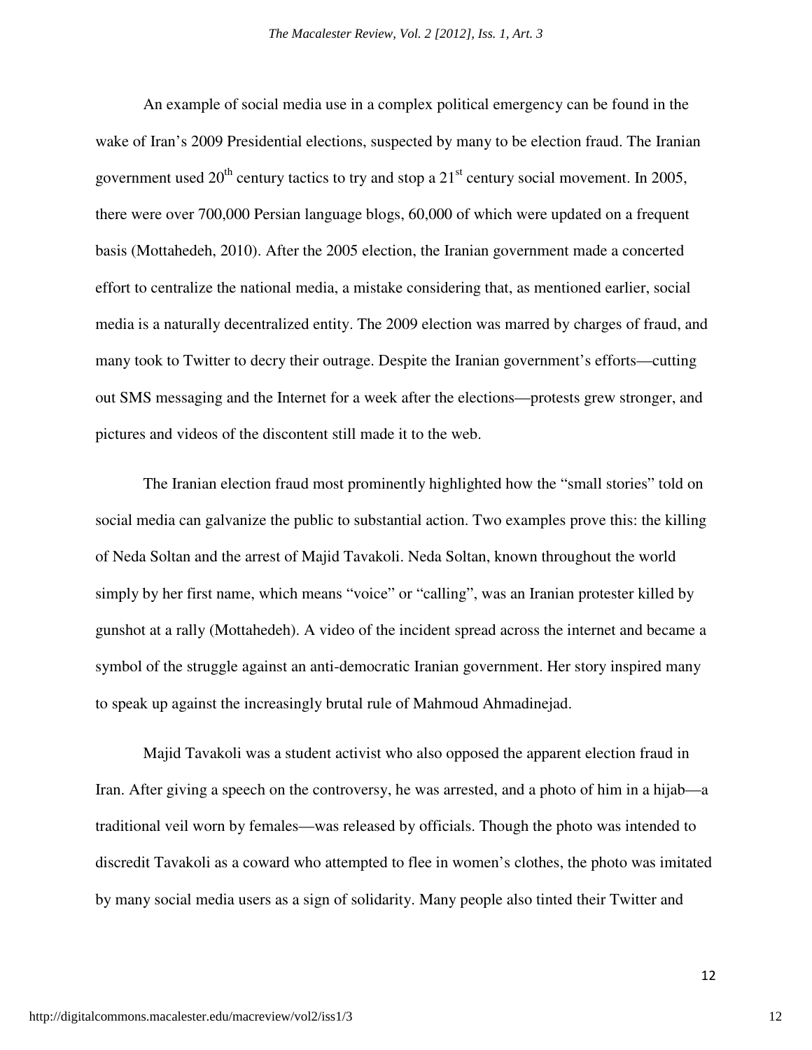An example of social media use in a complex political emergency can be found in the wake of Iran's 2009 Presidential elections, suspected by many to be election fraud. The Iranian government used 20th century tactics to try and stop a 21st century social movement. In 2005, there were over 700,000 Persian language blogs, 60,000 of which were updated on a frequent basis (Mottahedeh, 2010). After the 2005 election, the Iranian government made a concerted effort to centralize the national media, a mistake considering that, as mentioned earlier, social media is a naturally decentralized entity. The 2009 election was marred by charges of fraud, and many took to Twitter to decry their outrage. Despite the Iranian government's efforts—cutting out SMS messaging and the Internet for a week after the elections—protests grew stronger, and pictures and videos of the discontent still made it to the web.

The Iranian election fraud most prominently highlighted how the "small stories" told on social media can galvanize the public to substantial action. Two examples prove this: the killing of Neda Soltan and the arrest of Majid Tavakoli. Neda Soltan, known throughout the world simply by her first name, which means "voice" or "calling", was an Iranian protester killed by gunshot at a rally (Mottahedeh). A video of the incident spread across the internet and became a symbol of the struggle against an anti-democratic Iranian government. Her story inspired many to speak up against the increasingly brutal rule of Mahmoud Ahmadinejad.

Majid Tavakoli was a student activist who also opposed the apparent election fraud in Iran. After giving a speech on the controversy, he was arrested, and a photo of him in a hijab—a traditional veil worn by females—was released by officials. Though the photo was intended to discredit Tavakoli as a coward who attempted to flee in women's clothes, the photo was imitated by many social media users as a sign of solidarity. Many people also tinted their Twitter and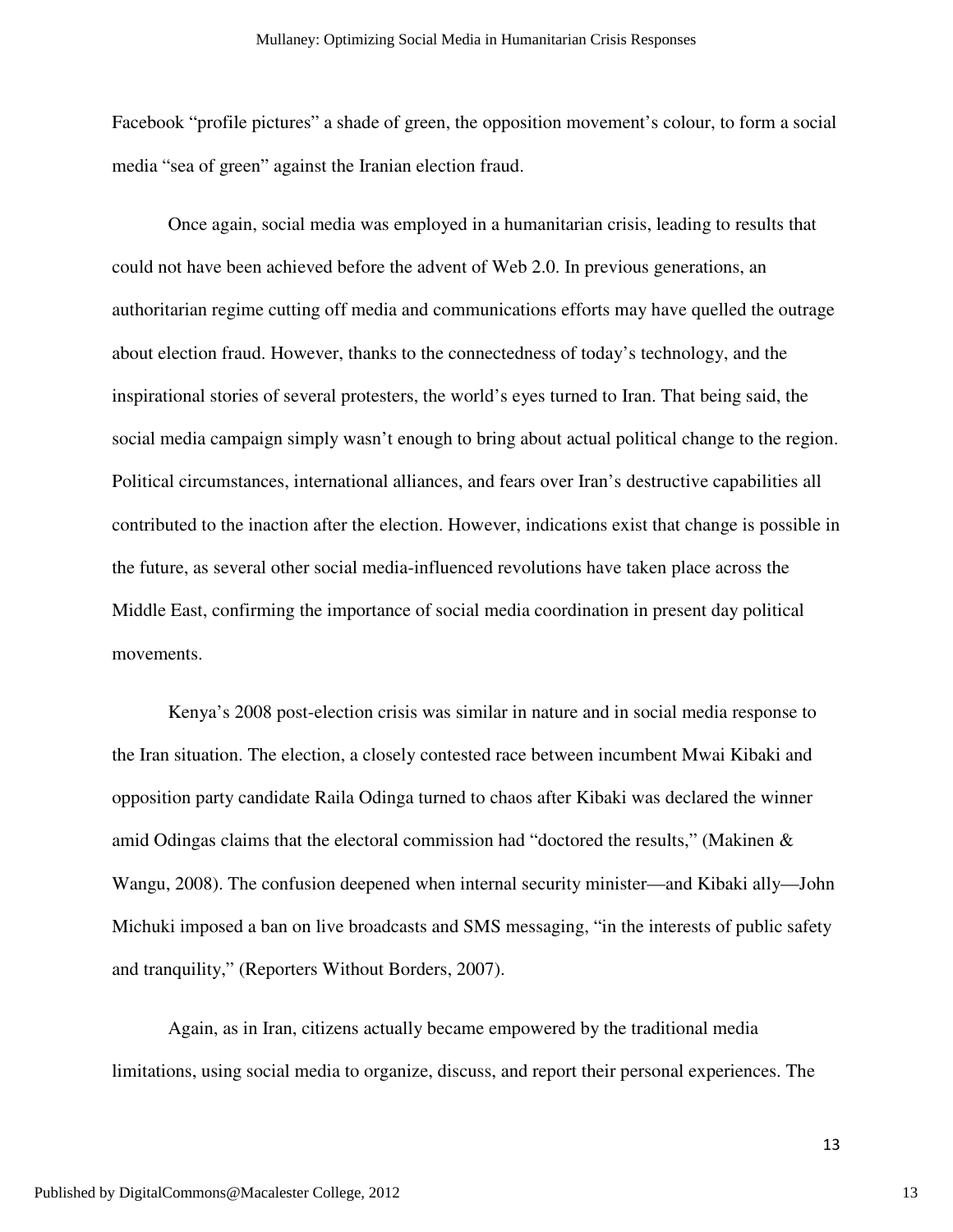Facebook "profile pictures" a shade of green, the opposition movement's colour, to form a social media "sea of green" against the Iranian election fraud.

Once again, social media was employed in a humanitarian crisis, leading to results that could not have been achieved before the advent of Web 2.0. In previous generations, an authoritarian regime cutting off media and communications efforts may have quelled the outrage about election fraud. However, thanks to the connectedness of today's technology, and the inspirational stories of several protesters, the world's eyes turned to Iran. That being said, the social media campaign simply wasn't enough to bring about actual political change to the region. Political circumstances, international alliances, and fears over Iran's destructive capabilities all contributed to the inaction after the election. However, indications exist that change is possible in the future, as several other social media-influenced revolutions have taken place across the Middle East, confirming the importance of social media coordination in present day political movements.

Kenya's 2008 post-election crisis was similar in nature and in social media response to the Iran situation. The election, a closely contested race between incumbent Mwai Kibaki and opposition party candidate Raila Odinga turned to chaos after Kibaki was declared the winner amid Odingas claims that the electoral commission had "doctored the results," (Makinen & Wangu, 2008). The confusion deepened when internal security minister—and Kibaki ally—John Michuki imposed a ban on live broadcasts and SMS messaging, "in the interests of public safety and tranquility," (Reporters Without Borders, 2007).

Again, as in Iran, citizens actually became empowered by the traditional media limitations, using social media to organize, discuss, and report their personal experiences. The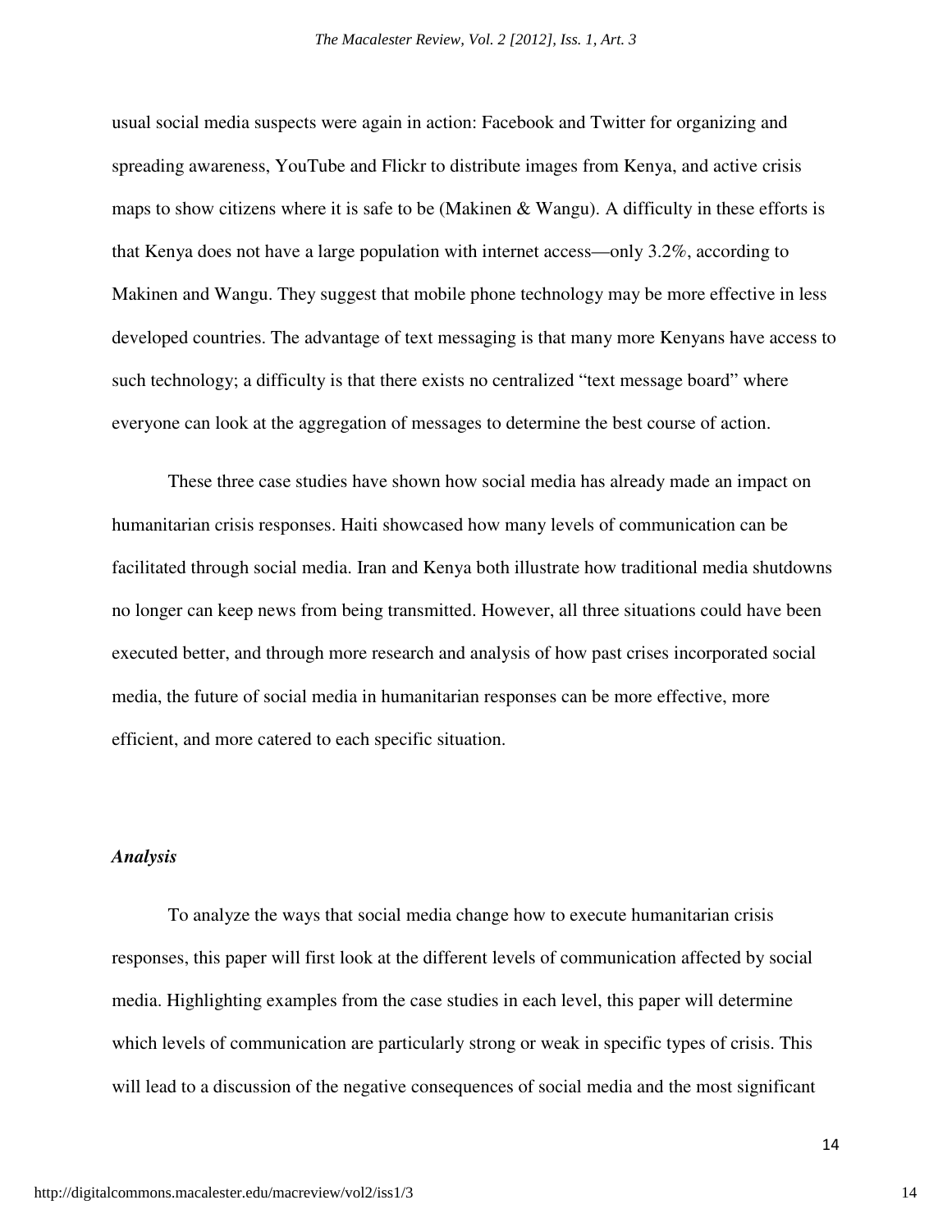usual social media suspects were again in action: Facebook and Twitter for organizing and spreading awareness, YouTube and Flickr to distribute images from Kenya, and active crisis maps to show citizens where it is safe to be (Makinen & Wangu). A difficulty in these efforts is that Kenya does not have a large population with internet access—only 3.2%, according to Makinen and Wangu. They suggest that mobile phone technology may be more effective in less developed countries. The advantage of text messaging is that many more Kenyans have access to such technology; a difficulty is that there exists no centralized "text message board" where everyone can look at the aggregation of messages to determine the best course of action.

These three case studies have shown how social media has already made an impact on humanitarian crisis responses. Haiti showcased how many levels of communication can be facilitated through social media. Iran and Kenya both illustrate how traditional media shutdowns no longer can keep news from being transmitted. However, all three situations could have been executed better, and through more research and analysis of how past crises incorporated social media, the future of social media in humanitarian responses can be more effective, more efficient, and more catered to each specific situation.

### *Analysis*

To analyze the ways that social media change how to execute humanitarian crisis responses, this paper will first look at the different levels of communication affected by social media. Highlighting examples from the case studies in each level, this paper will determine which levels of communication are particularly strong or weak in specific types of crisis. This will lead to a discussion of the negative consequences of social media and the most significant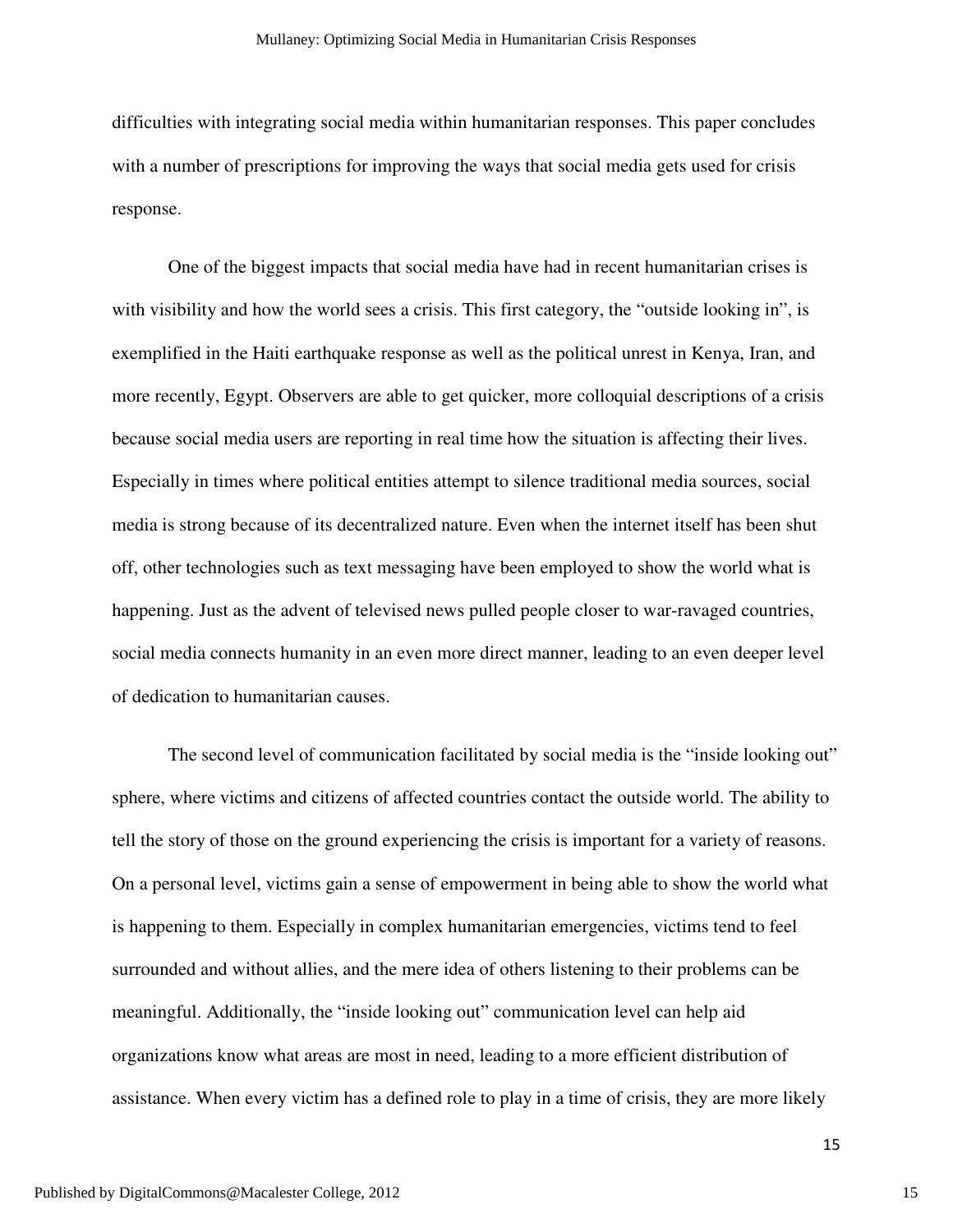difficulties with integrating social media within humanitarian responses. This paper concludes with a number of prescriptions for improving the ways that social media gets used for crisis response.

One of the biggest impacts that social media have had in recent humanitarian crises is with visibility and how the world sees a crisis. This first category, the "outside looking in", is exemplified in the Haiti earthquake response as well as the political unrest in Kenya, Iran, and more recently, Egypt. Observers are able to get quicker, more colloquial descriptions of a crisis because social media users are reporting in real time how the situation is affecting their lives. Especially in times where political entities attempt to silence traditional media sources, social media is strong because of its decentralized nature. Even when the internet itself has been shut off, other technologies such as text messaging have been employed to show the world what is happening. Just as the advent of televised news pulled people closer to war-ravaged countries, social media connects humanity in an even more direct manner, leading to an even deeper level of dedication to humanitarian causes.

The second level of communication facilitated by social media is the "inside looking out" sphere, where victims and citizens of affected countries contact the outside world. The ability to tell the story of those on the ground experiencing the crisis is important for a variety of reasons. On a personal level, victims gain a sense of empowerment in being able to show the world what is happening to them. Especially in complex humanitarian emergencies, victims tend to feel surrounded and without allies, and the mere idea of others listening to their problems can be meaningful. Additionally, the "inside looking out" communication level can help aid organizations know what areas are most in need, leading to a more efficient distribution of assistance. When every victim has a defined role to play in a time of crisis, they are more likely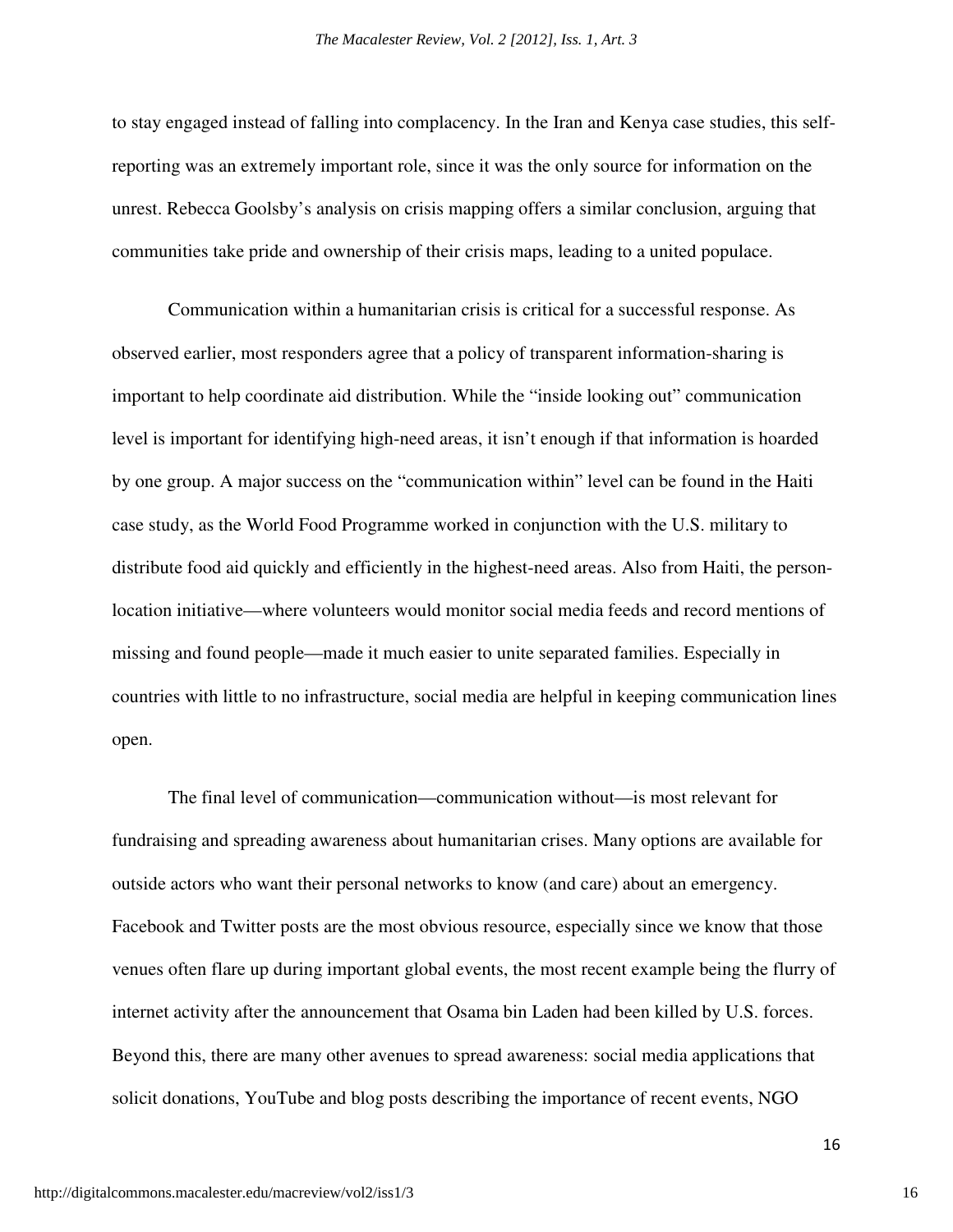to stay engaged instead of falling into complacency. In the Iran and Kenya case studies, this self-reporting was an extremely important role, since it was the only source for information on the unrest. Rebecca Goolsby's analysis on crisis mapping offers a similar conclusion, arguing that communities take pride and ownership of their crisis maps, leading to a united populace.

Communication within a humanitarian crisis is critical for a successful response. As observed earlier, most responders agree that a policy of transparent information-sharing is important to help coordinate aid distribution. While the "inside looking out" communication level is important for identifying high-need areas, it isn't enough if that information is hoarded by one group. A major success on the "communication within" level can be found in the Haiti case study, as the World Food Programme worked in conjunction with the U.S. military to distribute food aid quickly and efficiently in the highest-need areas. Also from Haiti, the person-location initiative—where volunteers would monitor social media feeds and record mentions of missing and found people—made it much easier to unite separated families. Especially in countries with little to no infrastructure, social media are helpful in keeping communication lines open.

The final level of communication—communication without—is most relevant for fundraising and spreading awareness about humanitarian crises. Many options are available for outside actors who want their personal networks to know (and care) about an emergency. Facebook and Twitter posts are the most obvious resource, especially since we know that those venues often flare up during important global events, the most recent example being the flurry of internet activity after the announcement that Osama bin Laden had been killed by U.S. forces. Beyond this, there are many other avenues to spread awareness: social media applications that solicit donations, YouTube and blog posts describing the importance of recent events, NGO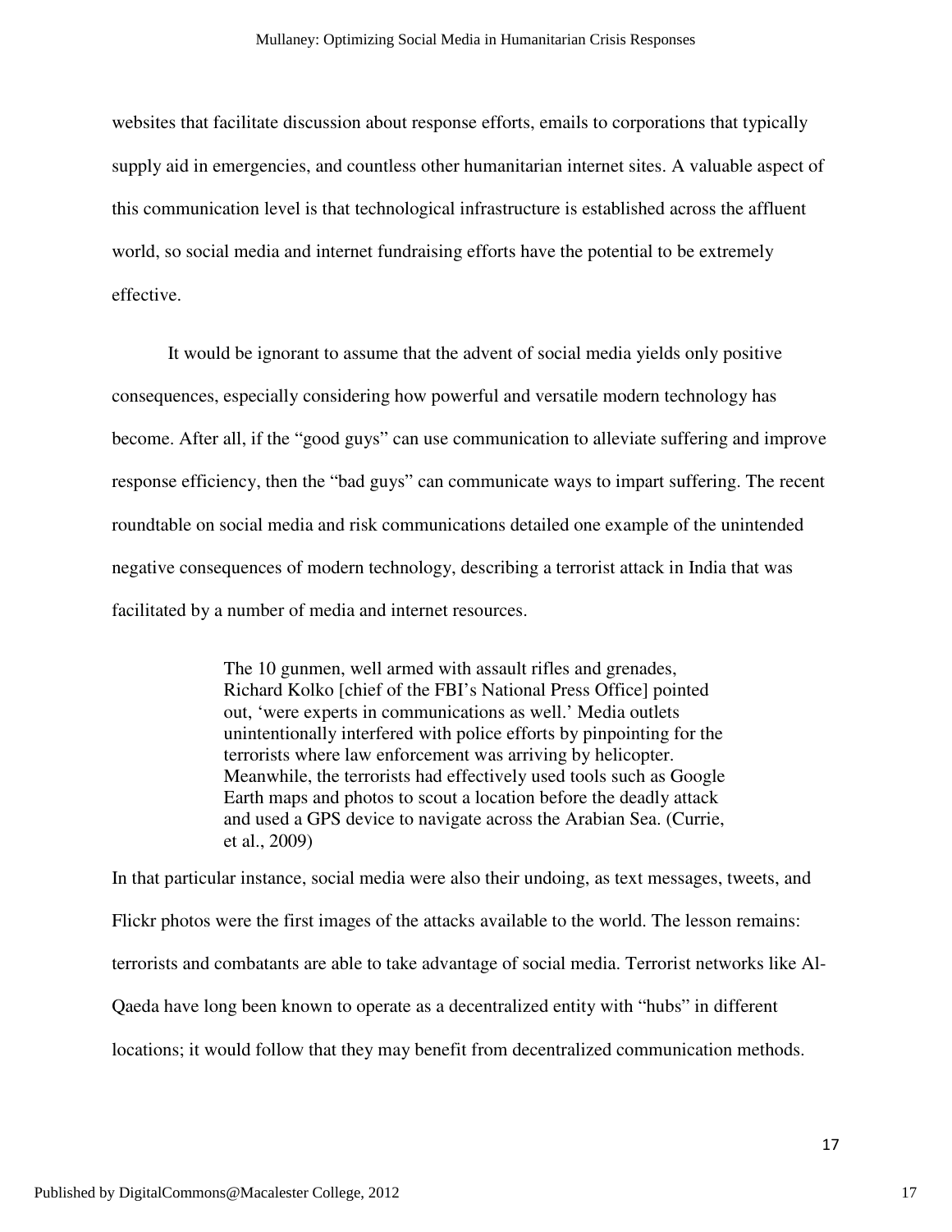websites that facilitate discussion about response efforts, emails to corporations that typically supply aid in emergencies, and countless other humanitarian internet sites. A valuable aspect of this communication level is that technological infrastructure is established across the affluent world, so social media and internet fundraising efforts have the potential to be extremely effective.

It would be ignorant to assume that the advent of social media yields only positive consequences, especially considering how powerful and versatile modern technology has become. After all, if the "good guys" can use communication to alleviate suffering and improve response efficiency, then the "bad guys" can communicate ways to impart suffering. The recent roundtable on social media and risk communications detailed one example of the unintended negative consequences of modern technology, describing a terrorist attack in India that was facilitated by a number of media and internet resources.

> The 10 gunmen, well armed with assault rifles and grenades, Richard Kolko [chief of the FBI's National Press Office] pointed out, 'were experts in communications as well.' Media outlets unintentionally interfered with police efforts by pinpointing for the terrorists where law enforcement was arriving by helicopter. Meanwhile, the terrorists had effectively used tools such as Google Earth maps and photos to scout a location before the deadly attack and used a GPS device to navigate across the Arabian Sea. (Currie, et al., 2009)

In that particular instance, social media were also their undoing, as text messages, tweets, and Flickr photos were the first images of the attacks available to the world. The lesson remains: terrorists and combatants are able to take advantage of social media. Terrorist networks like Al-Qaeda have long been known to operate as a decentralized entity with "hubs" in different locations; it would follow that they may benefit from decentralized communication methods.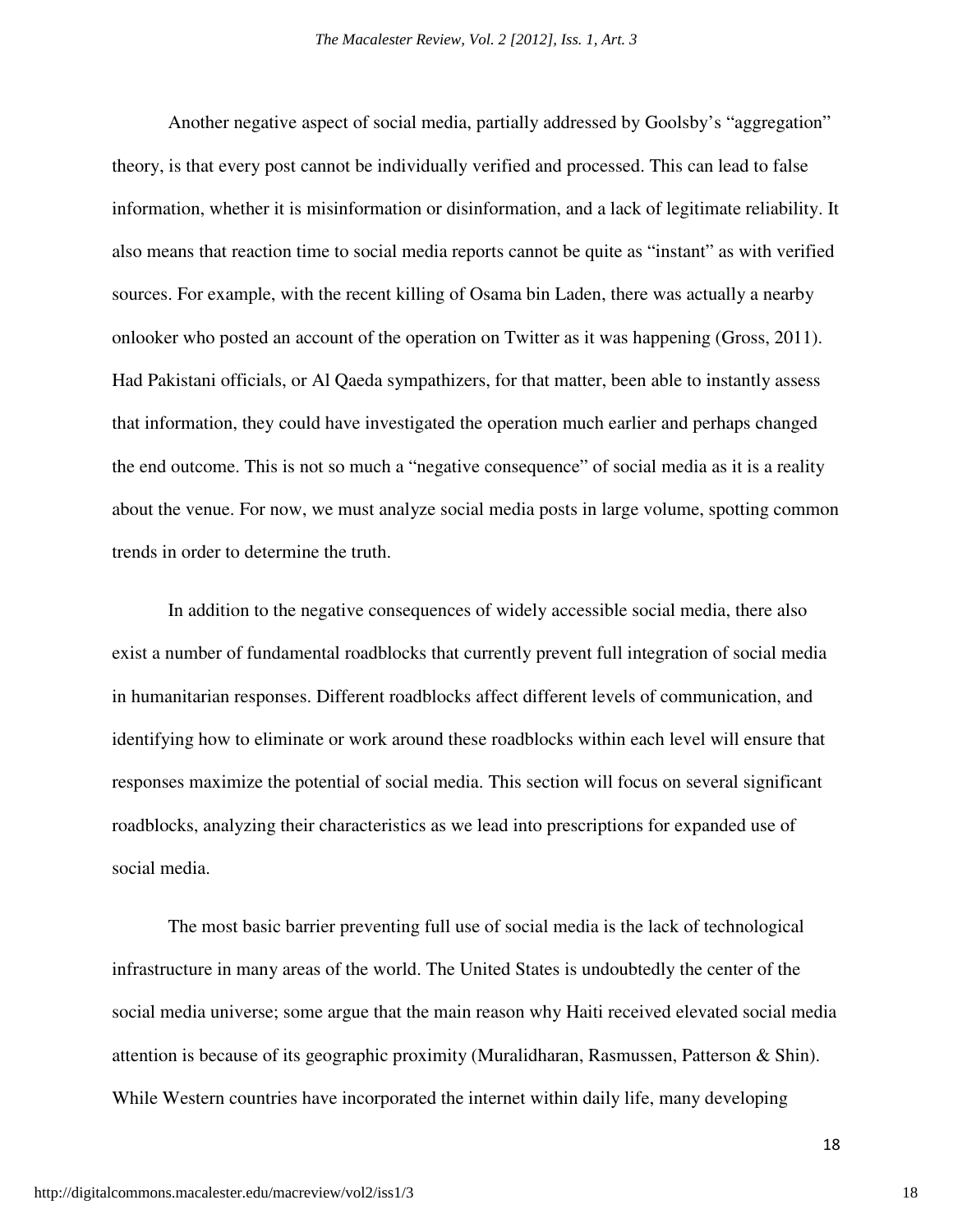Another negative aspect of social media, partially addressed by Goolsby's "aggregation" theory, is that every post cannot be individually verified and processed. This can lead to false information, whether it is misinformation or disinformation, and a lack of legitimate reliability. It also means that reaction time to social media reports cannot be quite as "instant" as with verified sources. For example, with the recent killing of Osama bin Laden, there was actually a nearby onlooker who posted an account of the operation on Twitter as it was happening (Gross, 2011). Had Pakistani officials, or Al Qaeda sympathizers, for that matter, been able to instantly assess that information, they could have investigated the operation much earlier and perhaps changed the end outcome. This is not so much a "negative consequence" of social media as it is a reality about the venue. For now, we must analyze social media posts in large volume, spotting common trends in order to determine the truth.

In addition to the negative consequences of widely accessible social media, there also exist a number of fundamental roadblocks that currently prevent full integration of social media in humanitarian responses. Different roadblocks affect different levels of communication, and identifying how to eliminate or work around these roadblocks within each level will ensure that responses maximize the potential of social media. This section will focus on several significant roadblocks, analyzing their characteristics as we lead into prescriptions for expanded use of social media.

The most basic barrier preventing full use of social media is the lack of technological infrastructure in many areas of the world. The United States is undoubtedly the center of the social media universe; some argue that the main reason why Haiti received elevated social media attention is because of its geographic proximity (Muralidharan, Rasmussen, Patterson & Shin). While Western countries have incorporated the internet within daily life, many developing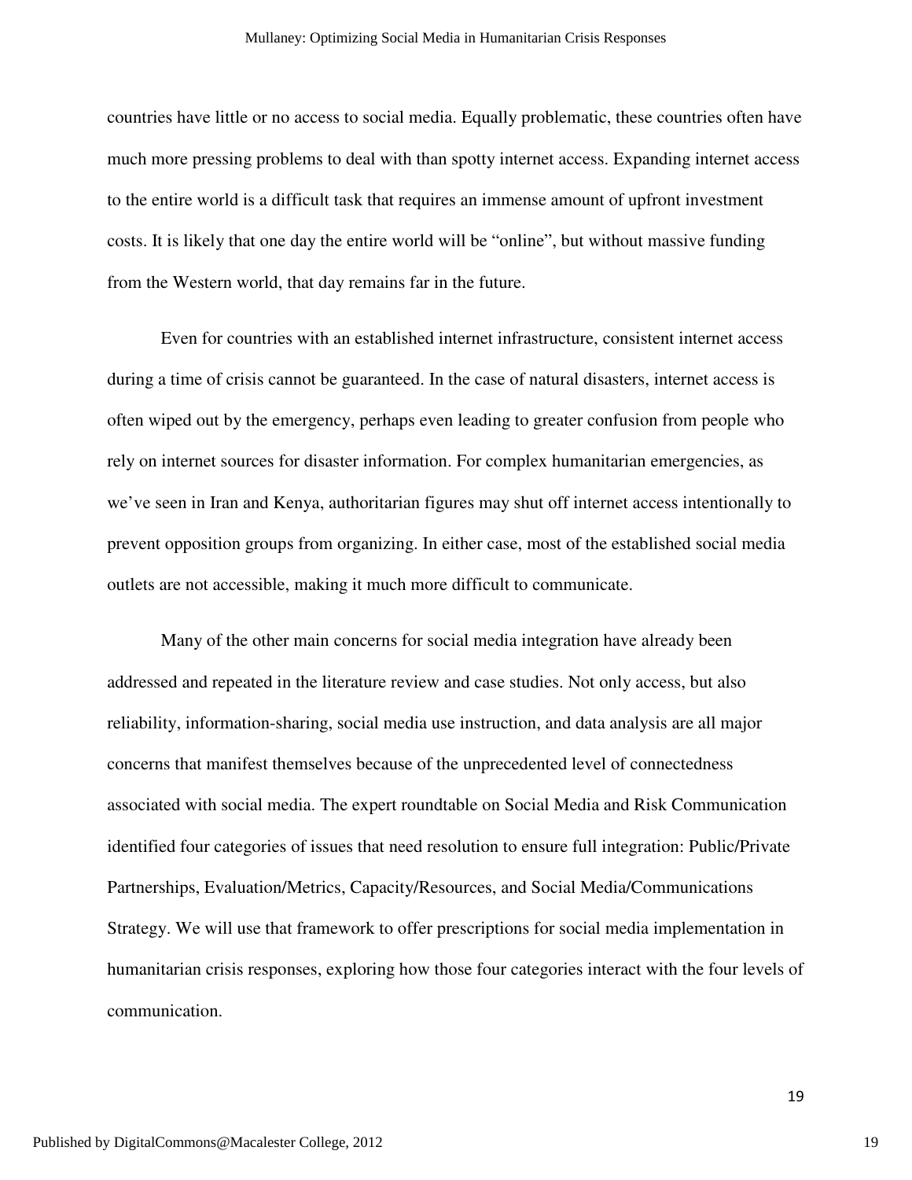countries have little or no access to social media. Equally problematic, these countries often have much more pressing problems to deal with than spotty internet access. Expanding internet access to the entire world is a difficult task that requires an immense amount of upfront investment costs. It is likely that one day the entire world will be "online", but without massive funding from the Western world, that day remains far in the future.

Even for countries with an established internet infrastructure, consistent internet access during a time of crisis cannot be guaranteed. In the case of natural disasters, internet access is often wiped out by the emergency, perhaps even leading to greater confusion from people who rely on internet sources for disaster information. For complex humanitarian emergencies, as we've seen in Iran and Kenya, authoritarian figures may shut off internet access intentionally to prevent opposition groups from organizing. In either case, most of the established social media outlets are not accessible, making it much more difficult to communicate.

Many of the other main concerns for social media integration have already been addressed and repeated in the literature review and case studies. Not only access, but also reliability, information-sharing, social media use instruction, and data analysis are all major concerns that manifest themselves because of the unprecedented level of connectedness associated with social media. The expert roundtable on Social Media and Risk Communication identified four categories of issues that need resolution to ensure full integration: Public/Private Partnerships, Evaluation/Metrics, Capacity/Resources, and Social Media/Communications Strategy. We will use that framework to offer prescriptions for social media implementation in humanitarian crisis responses, exploring how those four categories interact with the four levels of communication.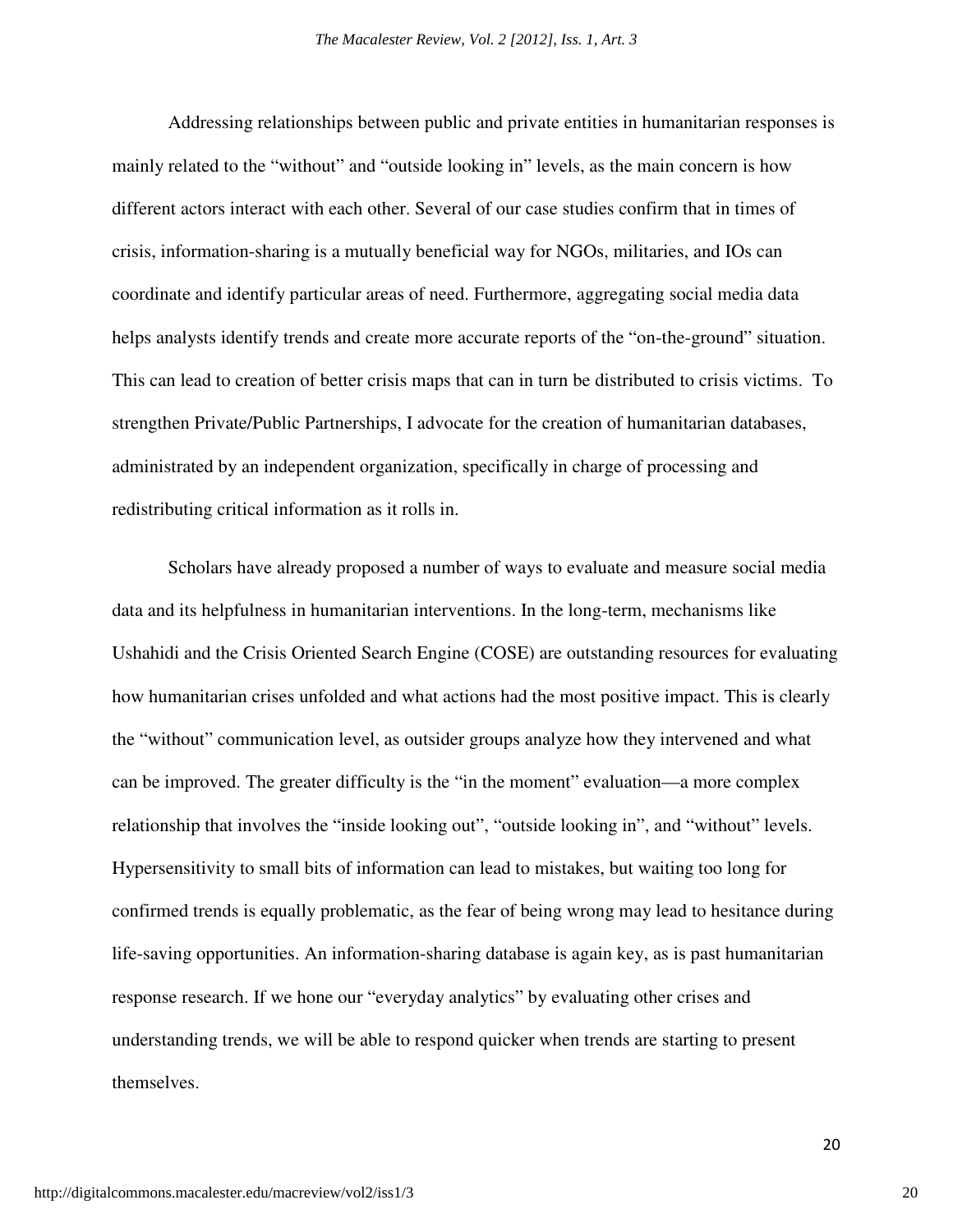Addressing relationships between public and private entities in humanitarian responses is mainly related to the "without" and "outside looking in" levels, as the main concern is how different actors interact with each other. Several of our case studies confirm that in times of crisis, information-sharing is a mutually beneficial way for NGOs, militaries, and IOs can coordinate and identify particular areas of need. Furthermore, aggregating social media data helps analysts identify trends and create more accurate reports of the "on-the-ground" situation. This can lead to creation of better crisis maps that can in turn be distributed to crisis victims. To strengthen Private/Public Partnerships, I advocate for the creation of humanitarian databases, administrated by an independent organization, specifically in charge of processing and redistributing critical information as it rolls in.

Scholars have already proposed a number of ways to evaluate and measure social media data and its helpfulness in humanitarian interventions. In the long-term, mechanisms like Ushahidi and the Crisis Oriented Search Engine (COSE) are outstanding resources for evaluating how humanitarian crises unfolded and what actions had the most positive impact. This is clearly the "without" communication level, as outsider groups analyze how they intervened and what can be improved. The greater difficulty is the "in the moment" evaluation—a more complex relationship that involves the "inside looking out", "outside looking in", and "without" levels. Hypersensitivity to small bits of information can lead to mistakes, but waiting too long for confirmed trends is equally problematic, as the fear of being wrong may lead to hesitance during life-saving opportunities. An information-sharing database is again key, as is past humanitarian response research. If we hone our "everyday analytics" by evaluating other crises and understanding trends, we will be able to respond quicker when trends are starting to present themselves.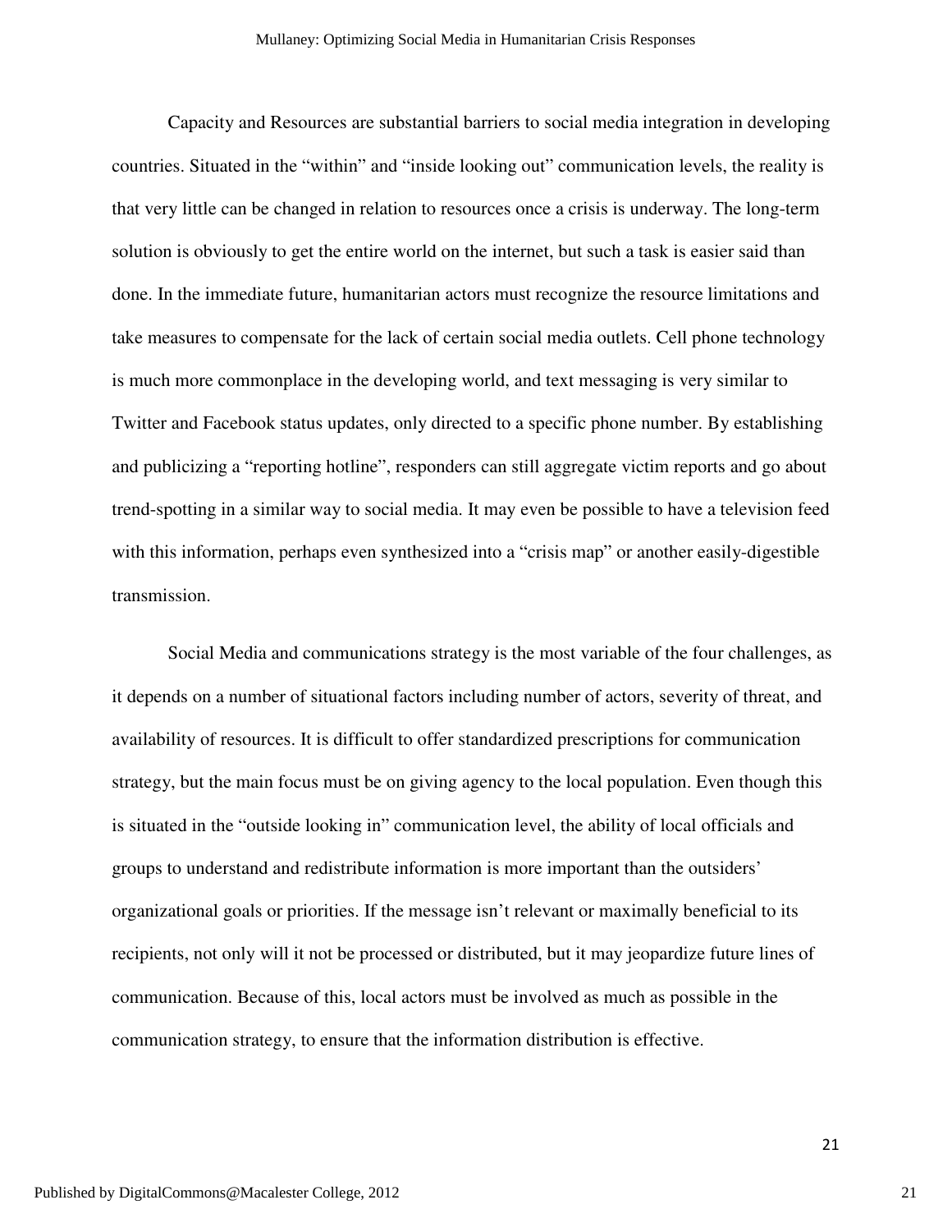Capacity and Resources are substantial barriers to social media integration in developing countries. Situated in the "within" and "inside looking out" communication levels, the reality is that very little can be changed in relation to resources once a crisis is underway. The long-term solution is obviously to get the entire world on the internet, but such a task is easier said than done. In the immediate future, humanitarian actors must recognize the resource limitations and take measures to compensate for the lack of certain social media outlets. Cell phone technology is much more commonplace in the developing world, and text messaging is very similar to Twitter and Facebook status updates, only directed to a specific phone number. By establishing and publicizing a "reporting hotline", responders can still aggregate victim reports and go about trend-spotting in a similar way to social media. It may even be possible to have a television feed with this information, perhaps even synthesized into a "crisis map" or another easily-digestible transmission.

Social Media and communications strategy is the most variable of the four challenges, as it depends on a number of situational factors including number of actors, severity of threat, and availability of resources. It is difficult to offer standardized prescriptions for communication strategy, but the main focus must be on giving agency to the local population. Even though this is situated in the "outside looking in" communication level, the ability of local officials and groups to understand and redistribute information is more important than the outsiders' organizational goals or priorities. If the message isn't relevant or maximally beneficial to its recipients, not only will it not be processed or distributed, but it may jeopardize future lines of communication. Because of this, local actors must be involved as much as possible in the communication strategy, to ensure that the information distribution is effective.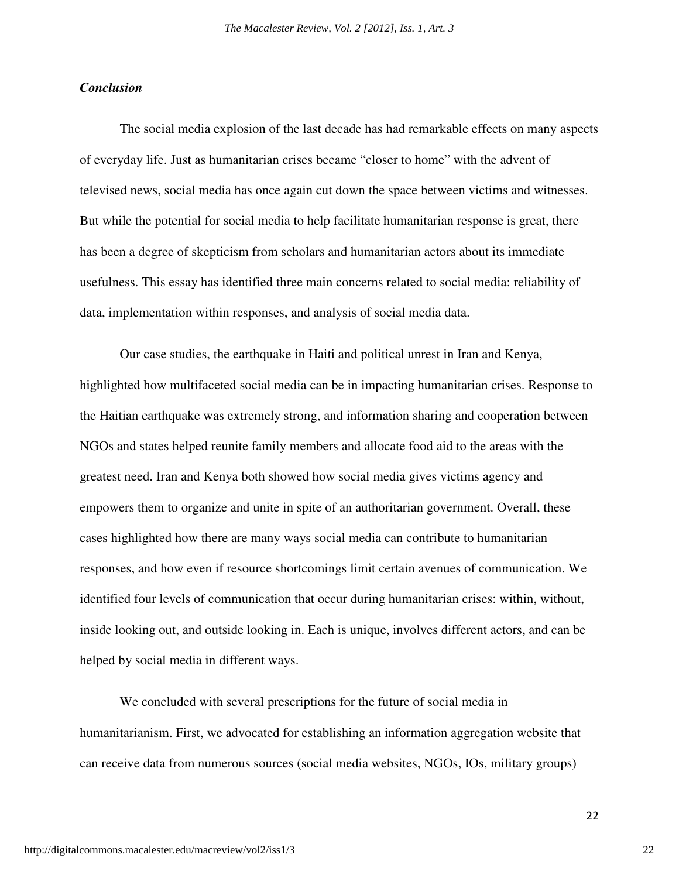### *Conclusion*

The social media explosion of the last decade has had remarkable effects on many aspects of everyday life. Just as humanitarian crises became "closer to home" with the advent of televised news, social media has once again cut down the space between victims and witnesses. But while the potential for social media to help facilitate humanitarian response is great, there has been a degree of skepticism from scholars and humanitarian actors about its immediate usefulness. This essay has identified three main concerns related to social media: reliability of data, implementation within responses, and analysis of social media data.

Our case studies, the earthquake in Haiti and political unrest in Iran and Kenya, highlighted how multifaceted social media can be in impacting humanitarian crises. Response to the Haitian earthquake was extremely strong, and information sharing and cooperation between NGOs and states helped reunite family members and allocate food aid to the areas with the greatest need. Iran and Kenya both showed how social media gives victims agency and empowers them to organize and unite in spite of an authoritarian government. Overall, these cases highlighted how there are many ways social media can contribute to humanitarian responses, and how even if resource shortcomings limit certain avenues of communication. We identified four levels of communication that occur during humanitarian crises: within, without, inside looking out, and outside looking in. Each is unique, involves different actors, and can be helped by social media in different ways.

We concluded with several prescriptions for the future of social media in humanitarianism. First, we advocated for establishing an information aggregation website that can receive data from numerous sources (social media websites, NGOs, IOs, military groups)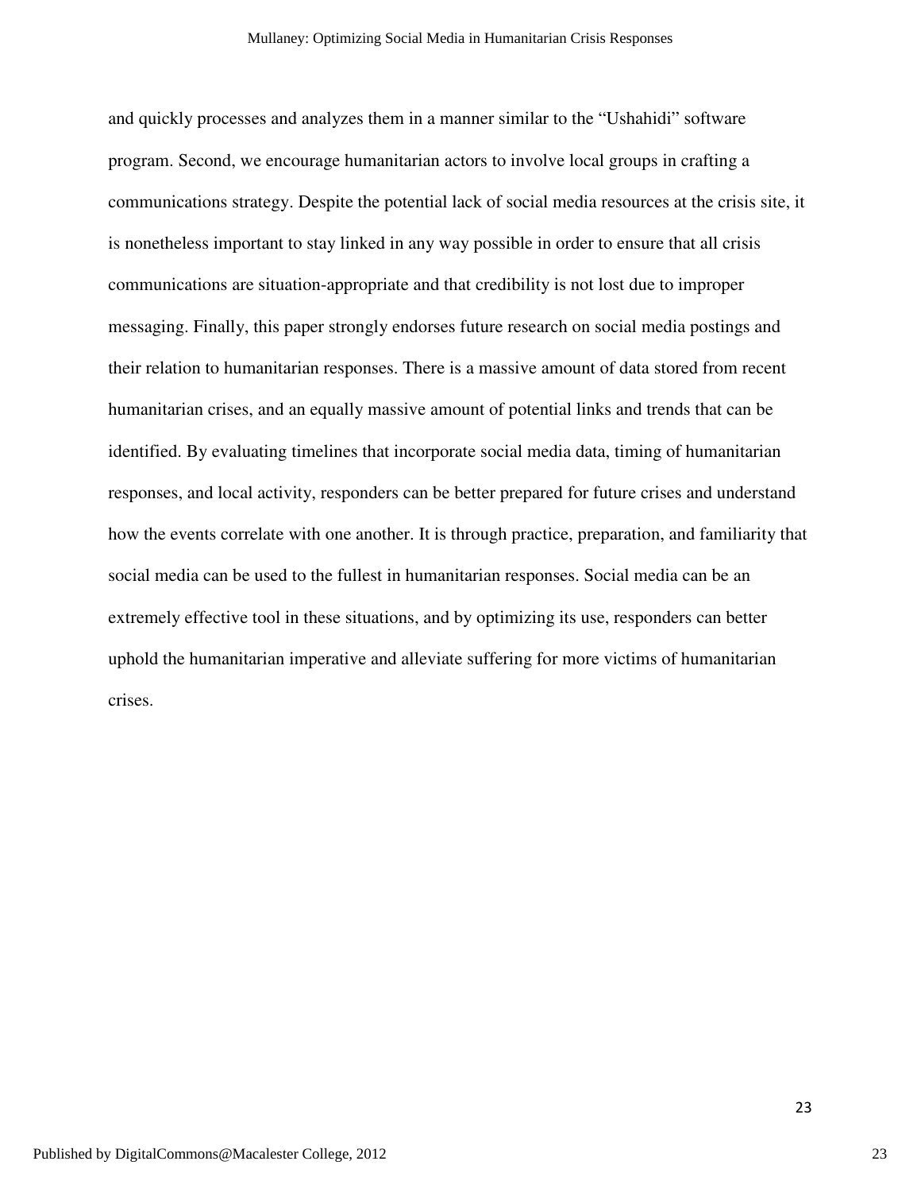and quickly processes and analyzes them in a manner similar to the "Ushahidi" software program. Second, we encourage humanitarian actors to involve local groups in crafting a communications strategy. Despite the potential lack of social media resources at the crisis site, it is nonetheless important to stay linked in any way possible in order to ensure that all crisis communications are situation-appropriate and that credibility is not lost due to improper messaging. Finally, this paper strongly endorses future research on social media postings and their relation to humanitarian responses. There is a massive amount of data stored from recent humanitarian crises, and an equally massive amount of potential links and trends that can be identified. By evaluating timelines that incorporate social media data, timing of humanitarian responses, and local activity, responders can be better prepared for future crises and understand how the events correlate with one another. It is through practice, preparation, and familiarity that social media can be used to the fullest in humanitarian responses. Social media can be an extremely effective tool in these situations, and by optimizing its use, responders can better uphold the humanitarian imperative and alleviate suffering for more victims of humanitarian crises.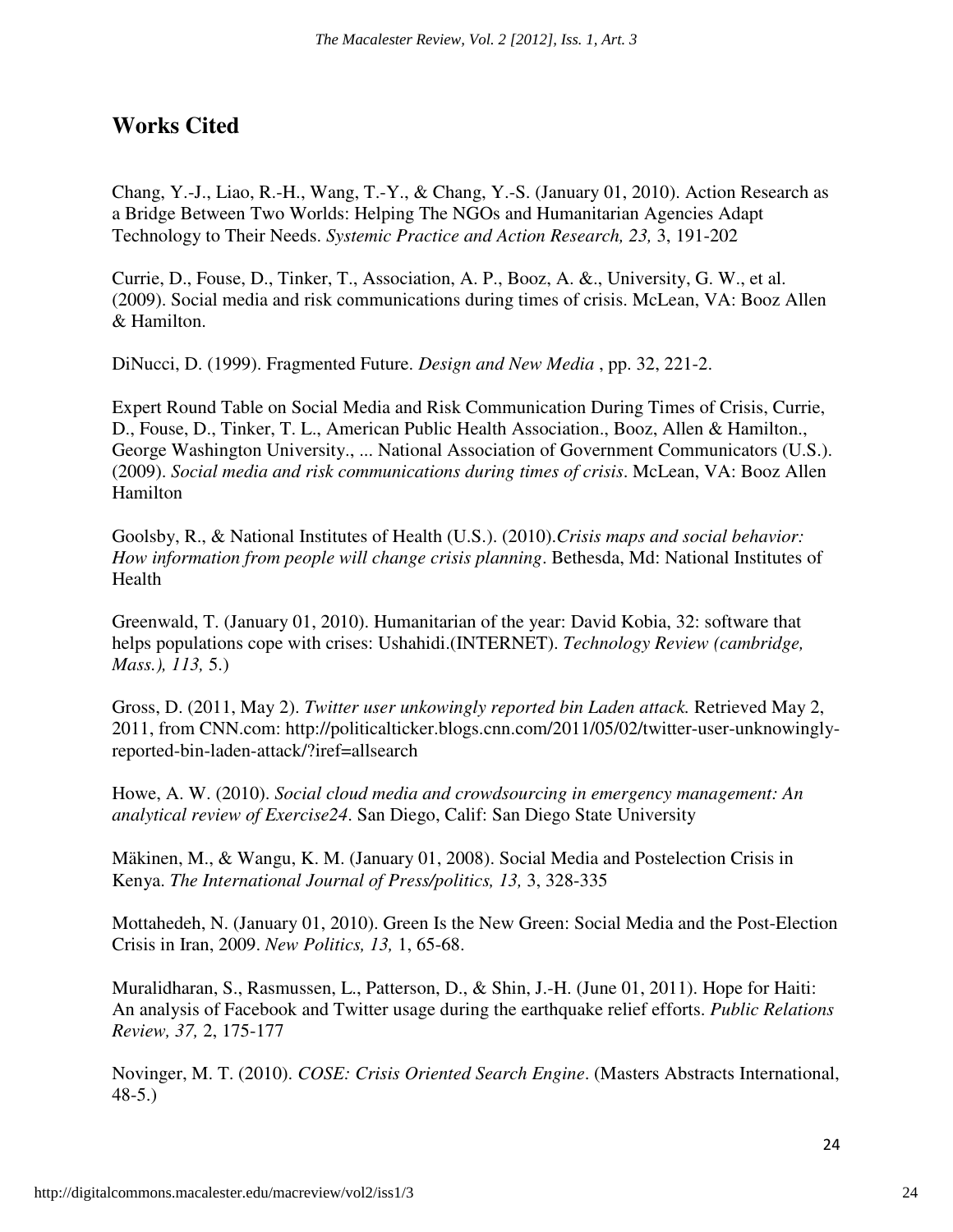# Works Cited

Chang, Y.-J., Liao, R.-H., Wang, T.-Y., & Chang, Y.-S. (January 01, 2010). Action Research as a Bridge Between Two Worlds: Helping The NGOs and Humanitarian Agencies Adapt Technology to Their Needs. *Systemic Practice and Action Research, 23,* 3, 191-202

Currie, D., Fouse, D., Tinker, T., Association, A. P., Booz, A. &., University, G. W., et al. (2009). Social media and risk communications during times of crisis. McLean, VA: Booz Allen & Hamilton.

DiNucci, D. (1999). Fragmented Future. *Design and New Media* , pp. 32, 221-2.

Expert Round Table on Social Media and Risk Communication During Times of Crisis, Currie, D., Fouse, D., Tinker, T. L., American Public Health Association., Booz, Allen & Hamilton., George Washington University., ... National Association of Government Communicators (U.S.). (2009). *Social media and risk communications during times of crisis*. McLean, VA: Booz Allen Hamilton

Goolsby, R., & National Institutes of Health (U.S.). (2010).*Crisis maps and social behavior: How information from people will change crisis planning*. Bethesda, Md: National Institutes of Health

Greenwald, T. (January 01, 2010). Humanitarian of the year: David Kobia, 32: software that helps populations cope with crises: Ushahidi.(INTERNET). *Technology Review (cambridge, Mass.), 113,* 5.)

Gross, D. (2011, May 2). *Twitter user unkowingly reported bin Laden attack.* Retrieved May 2, 2011, from CNN.com: http://politicalticker.blogs.cnn.com/2011/05/02/twitter-user-unknowingly-reported-bin-laden-attack/?iref=allsearch

Howe, A. W. (2010). *Social cloud media and crowdsourcing in emergency management: An analytical review of Exercise24*. San Diego, Calif: San Diego State University

Mäkinen, M., & Wangu, K. M. (January 01, 2008). Social Media and Postelection Crisis in Kenya. *The International Journal of Press/politics, 13,* 3, 328-335

Mottahedeh, N. (January 01, 2010). Green Is the New Green: Social Media and the Post-Election Crisis in Iran, 2009. *New Politics, 13,* 1, 65-68.

Muralidharan, S., Rasmussen, L., Patterson, D., & Shin, J.-H. (June 01, 2011). Hope for Haiti: An analysis of Facebook and Twitter usage during the earthquake relief efforts. *Public Relations Review, 37,* 2, 175-177

Novinger, M. T. (2010). *COSE: Crisis Oriented Search Engine*. (Masters Abstracts International, 48-5.)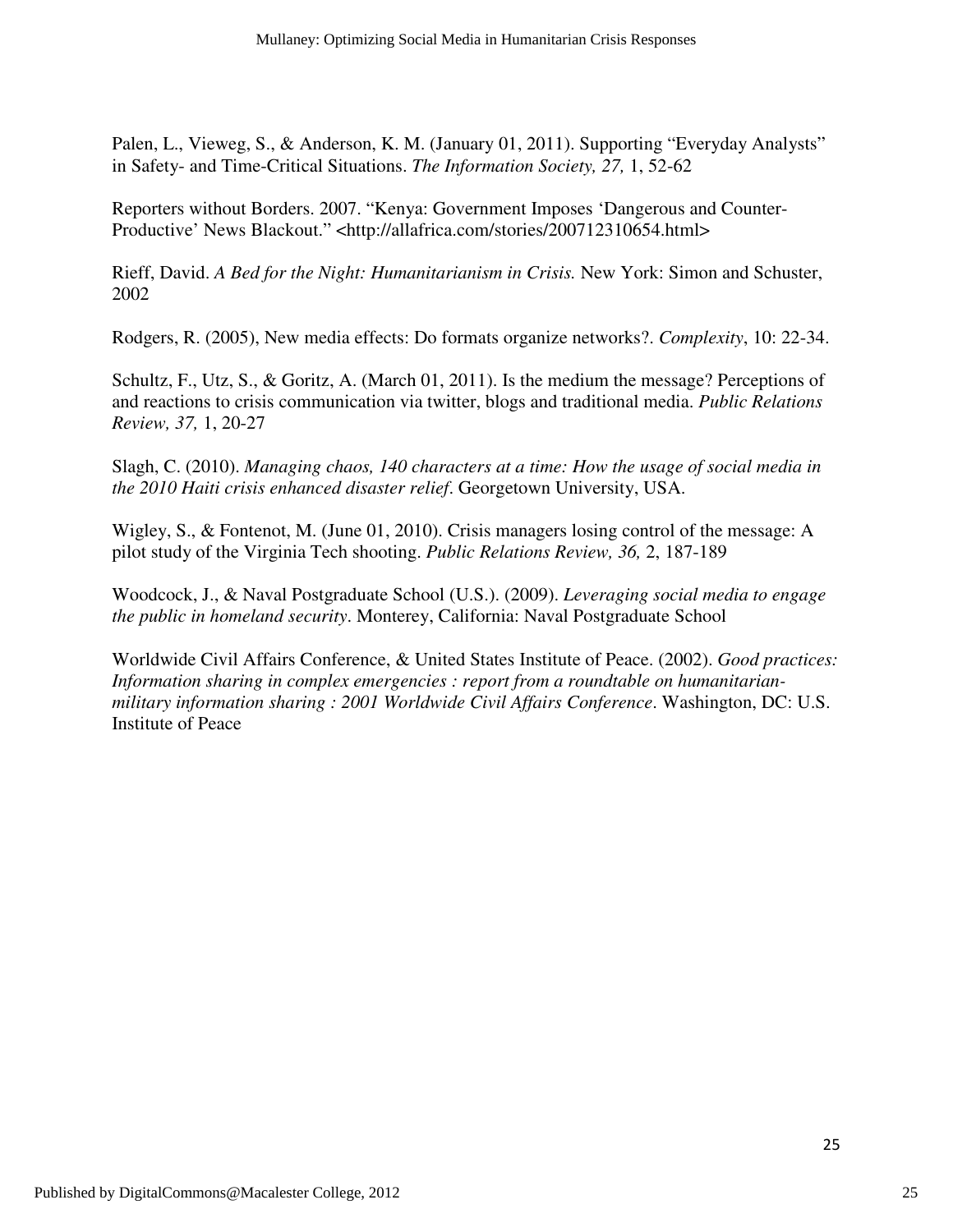Palen, L., Vieweg, S., & Anderson, K. M. (January 01, 2011). Supporting "Everyday Analysts" in Safety- and Time-Critical Situations. *The Information Society, 27,* 1, 52-62

Reporters without Borders. 2007. "Kenya: Government Imposes 'Dangerous and Counter-Productive' News Blackout." <http://allafrica.com/stories/200712310654.html>

Rieff, David. *A Bed for the Night: Humanitarianism in Crisis.* New York: Simon and Schuster, 2002

Rodgers, R. (2005), New media effects: Do formats organize networks?. *Complexity*, 10: 22-34.

Schultz, F., Utz, S., & Goritz, A. (March 01, 2011). Is the medium the message? Perceptions of and reactions to crisis communication via twitter, blogs and traditional media. *Public Relations Review, 37,* 1, 20-27

Slagh, C. (2010). *Managing chaos, 140 characters at a time: How the usage of social media in the 2010 Haiti crisis enhanced disaster relief*. Georgetown University, USA.

Wigley, S., & Fontenot, M. (June 01, 2010). Crisis managers losing control of the message: A pilot study of the Virginia Tech shooting. *Public Relations Review, 36,* 2, 187-189

Woodcock, J., & Naval Postgraduate School (U.S.). (2009). *Leveraging social media to engage the public in homeland security*. Monterey, California: Naval Postgraduate School

Worldwide Civil Affairs Conference, & United States Institute of Peace. (2002). *Good practices: Information sharing in complex emergencies : report from a roundtable on humanitarian-military information sharing : 2001 Worldwide Civil Affairs Conference*. Washington, DC: U.S. Institute of Peace